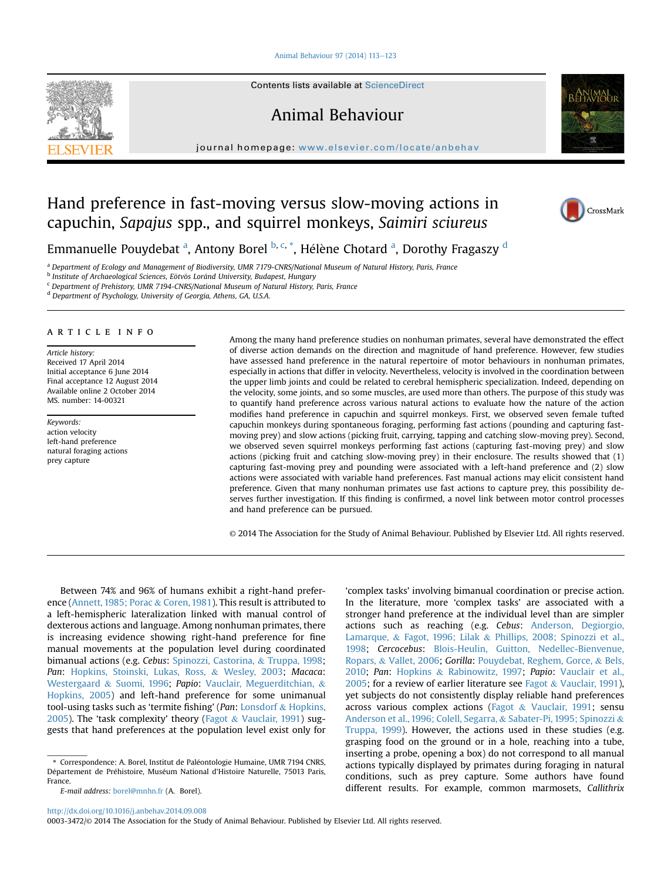# Hand preference in fast-moving versus slow-moving actions in capuchin, *Sapajus* spp., and squirrel monkeys, *Saimiri sciureus*

Emmanuelle Pouydebat [a], Antony Borel [b,c,*], Hélène Chotard [a], Dorothy Fragaszy [d]

[a] Department of Ecology and Management of Biodiversity, UMR 7179-CNRS/National Museum of Natural History, Paris, France
[b] Institute of Archaeological Sciences, Eötvös Loránd University, Budapest, Hungary
[c] Department of Prehistory, UMR 7194-CNRS/National Museum of Natural History, Paris, France
[d] Department of Psychology, University of Georgia, Athens, GA, U.S.A.

## ARTICLE INFO

*Article history:*
Received 17 April 2014
Initial acceptance 6 June 2014
Final acceptance 12 August 2014
Available online 2 October 2014
MS. number: 14-00321

*Keywords:*
action velocity
left-hand preference
natural foraging actions
prey capture

Among the many hand preference studies on nonhuman primates, several have demonstrated the effect of diverse action demands on the direction and magnitude of hand preference. However, few studies have assessed hand preference in the natural repertoire of motor behaviours in nonhuman primates, especially in actions that differ in velocity. Nevertheless, velocity is involved in the coordination between the upper limb joints and could be related to cerebral hemispheric specialization. Indeed, depending on the velocity, some joints, and so some muscles, are used more than others. The purpose of this study was to quantify hand preference across various natural actions to evaluate how the nature of the action modifies hand preference in capuchin and squirrel monkeys. First, we observed seven female tufted capuchin monkeys during spontaneous foraging, performing fast actions (pounding and capturing fast-moving prey) and slow actions (picking fruit, carrying, tapping and catching slow-moving prey). Second, we observed seven squirrel monkeys performing fast actions (capturing fast-moving prey) and slow actions (picking fruit and catching slow-moving prey) in their enclosure. The results showed that (1) capturing fast-moving prey and pounding were associated with a left-hand preference and (2) slow actions were associated with variable hand preferences. Fast manual actions may elicit consistent hand preference. Given that many nonhuman primates use fast actions to capture prey, this possibility deserves further investigation. If this finding is confirmed, a novel link between motor control processes and hand preference can be pursued.

© 2014 The Association for the Study of Animal Behaviour. Published by Elsevier Ltd. All rights reserved.

Between 74% and 96% of humans exhibit a right-hand preference (Annett, 1985; Porac & Coren, 1981). This result is attributed to a left-hemispheric lateralization linked with manual control of dexterous actions and language. Among nonhuman primates, there is increasing evidence showing right-hand preference for fine manual movements at the population level during coordinated bimanual actions (e.g. *Cebus*: Spinozzi, Castorina, & Truppa, 1998; *Pan*: Hopkins, Stoinski, Lukas, Ross, & Wesley, 2003; *Macaca*: Westergaard & Suomi, 1996; *Papio*: Vauclair, Meguerditchian, & Hopkins, 2005) and left-hand preference for some unimanual tool-using tasks such as 'termite fishing' (*Pan*: Lonsdorf & Hopkins, 2005). The 'task complexity' theory (Fagot & Vauclair, 1991) suggests that hand preferences at the population level exist only for 'complex tasks' involving bimanual coordination or precise action. In the literature, more 'complex tasks' are associated with a stronger hand preference at the individual level than are simpler actions such as reaching (e.g. *Cebus*: Anderson, Degiorgio, Lamarque, & Fagot, 1996; Lilak & Phillips, 2008; Spinozzi et al., 1998; *Cercocebus*: Blois-Heulin, Guitton, Nedellec-Bienvenue, Ropars, & Vallet, 2006; *Gorilla*: Pouydebat, Reghem, Gorce, & Bels, 2010; *Pan*: Hopkins & Rabinowitz, 1997; *Papio*: Vauclair et al., 2005; for a review of earlier literature see Fagot & Vauclair, 1991), yet subjects do not consistently display reliable hand preferences across various complex actions (Fagot & Vauclair, 1991; sensu Anderson et al., 1996; Colell, Segarra, & Sabater-Pi, 1995; Spinozzi & Truppa, 1999). However, the actions used in these studies (e.g. grasping food on the ground or in a hole, reaching into a tube, inserting a probe, opening a box) do not correspond to all manual actions typically displayed by primates during foraging in natural conditions, such as prey capture. Some authors have found different results. For example, common marmosets, *Callithrix*

\* Correspondence: A. Borel, Institut de Paléontologie Humaine, UMR 7194 CNRS, Département de Préhistoire, Muséum National d'Histoire Naturelle, 75013 Paris, France.
E-mail address: borel@mnhn.fr (A. Borel).

http://dx.doi.org/10.1016/j.anbehav.2014.09.008
0003-3472/© 2014 The Association for the Study of Animal Behaviour. Published by Elsevier Ltd. All rights reserved.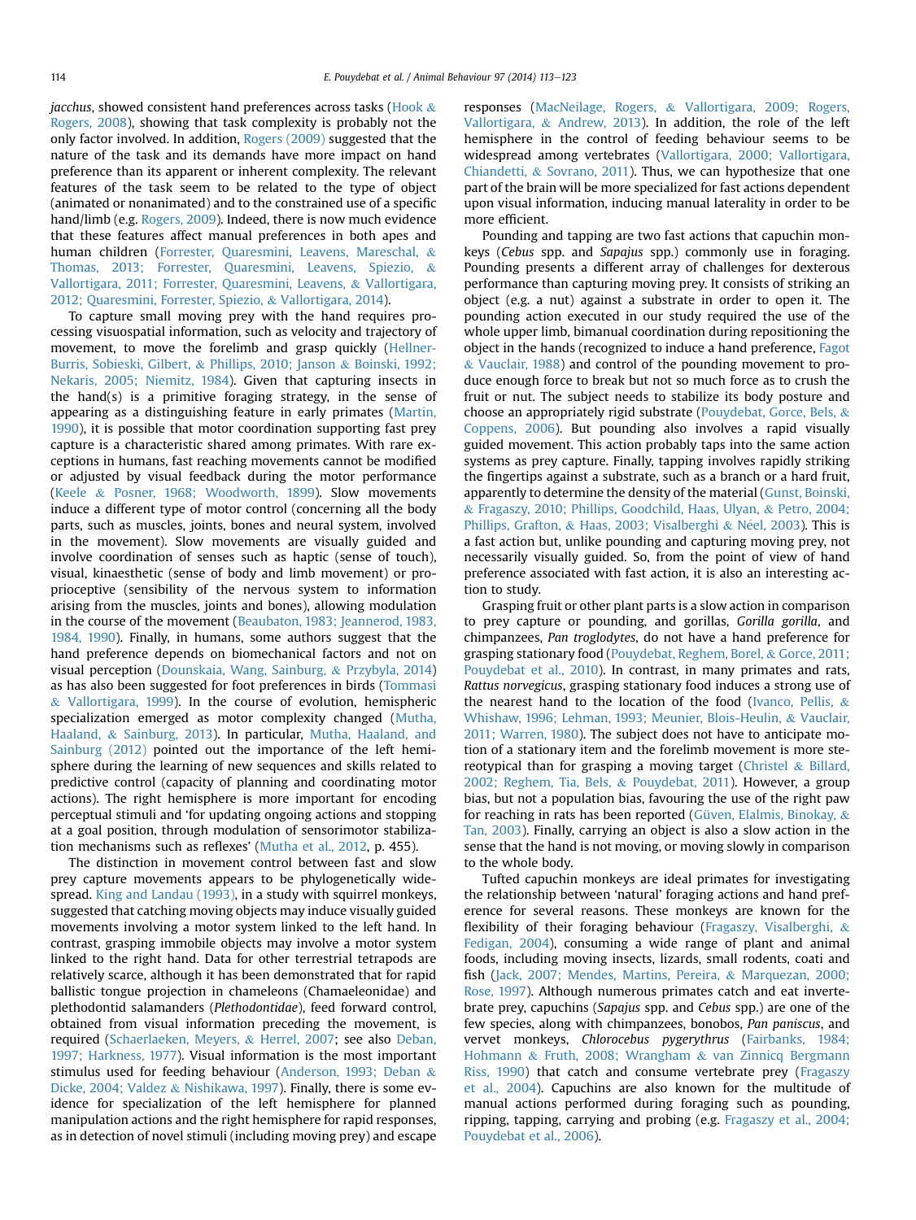*jacchus*, showed consistent hand preferences across tasks (Hook & Rogers, 2008), showing that task complexity is probably not the only factor involved. In addition, Rogers (2009) suggested that the nature of the task and its demands have more impact on hand preference than its apparent or inherent complexity. The relevant features of the task seem to be related to the type of object (animated or nonanimated) and to the constrained use of a specific hand/limb (e.g. Rogers, 2009). Indeed, there is now much evidence that these features affect manual preferences in both apes and human children (Forrester, Quaresmini, Leavens, Mareschal, & Thomas, 2013; Forrester, Quaresmini, Leavens, Spiezio, & Vallortigara, 2011; Forrester, Quaresmini, Leavens, & Vallortigara, 2012; Quaresmini, Forrester, Spiezio, & Vallortigara, 2014).

To capture small moving prey with the hand requires processing visuospatial information, such as velocity and trajectory of movement, to move the forelimb and grasp quickly (Hellner-Burris, Sobieski, Gilbert, & Phillips, 2010; Janson & Boinski, 1992; Nekaris, 2005; Niemitz, 1984). Given that capturing insects in the hand(s) is a primitive foraging strategy, in the sense of appearing as a distinguishing feature in early primates (Martin, 1990), it is possible that motor coordination supporting fast prey capture is a characteristic shared among primates. With rare exceptions in humans, fast reaching movements cannot be modified or adjusted by visual feedback during the motor performance (Keele & Posner, 1968; Woodworth, 1899). Slow movements induce a different type of motor control (concerning all the body parts, such as muscles, joints, bones and neural system, involved in the movement). Slow movements are visually guided and involve coordination of senses such as haptic (sense of touch), visual, kinaesthetic (sense of body and limb movement) or proprioceptive (sensibility of the nervous system to information arising from the muscles, joints and bones), allowing modulation in the course of the movement (Beaubaton, 1983; Jeannerod, 1983, 1984, 1990). Finally, in humans, some authors suggest that the hand preference depends on biomechanical factors and not on visual perception (Dounskaia, Wang, Sainburg, & Przybyla, 2014) as has also been suggested for foot preferences in birds (Tommasi & Vallortigara, 1999). In the course of evolution, hemispheric specialization emerged as motor complexity changed (Mutha, Haaland, & Sainburg, 2013). In particular, Mutha, Haaland, and Sainburg (2012) pointed out the importance of the left hemisphere during the learning of new sequences and skills related to predictive control (capacity of planning and coordinating motor actions). The right hemisphere is more important for encoding perceptual stimuli and 'for updating ongoing actions and stopping at a goal position, through modulation of sensorimotor stabilization mechanisms such as reflexes' (Mutha et al., 2012, p. 455).

The distinction in movement control between fast and slow prey capture movements appears to be phylogenetically widespread. King and Landau (1993), in a study with squirrel monkeys, suggested that catching moving objects may induce visually guided movements involving a motor system linked to the left hand. In contrast, grasping immobile objects may involve a motor system linked to the right hand. Data for other terrestrial tetrapods are relatively scarce, although it has been demonstrated that for rapid ballistic tongue projection in chameleons (Chamaeleonidae) and plethodontid salamanders (*Plethodontidae*), feed forward control, obtained from visual information preceding the movement, is required (Schaerlaeken, Meyers, & Herrel, 2007; see also Deban, 1997; Harkness, 1977). Visual information is the most important stimulus used for feeding behaviour (Anderson, 1993; Deban & Dicke, 2004; Valdez & Nishikawa, 1997). Finally, there is some evidence for specialization of the left hemisphere for planned manipulation actions and the right hemisphere for rapid responses, as in detection of novel stimuli (including moving prey) and escape responses (MacNeilage, Rogers, & Vallortigara, 2009; Rogers, Vallortigara, & Andrew, 2013). In addition, the role of the left hemisphere in the control of feeding behaviour seems to be widespread among vertebrates (Vallortigara, 2000; Vallortigara, Chiandetti, & Sovrano, 2011). Thus, we can hypothesize that one part of the brain will be more specialized for fast actions dependent upon visual information, inducing manual laterality in order to be more efficient.

Pounding and tapping are two fast actions that capuchin monkeys (*Cebus* spp. and *Sapajus* spp.) commonly use in foraging. Pounding presents a different array of challenges for dexterous performance than capturing moving prey. It consists of striking an object (e.g. a nut) against a substrate in order to open it. The pounding action executed in our study required the use of the whole upper limb, bimanual coordination during repositioning the object in the hands (recognized to induce a hand preference, Fagot & Vauclair, 1988) and control of the pounding movement to produce enough force to break but not so much force as to crush the fruit or nut. The subject needs to stabilize its body posture and choose an appropriately rigid substrate (Pouydebat, Gorce, Bels, & Coppens, 2006). But pounding also involves a rapid visually guided movement. This action probably taps into the same action systems as prey capture. Finally, tapping involves rapidly striking the fingertips against a substrate, such as a branch or a hard fruit, apparently to determine the density of the material (Gunst, Boinski, & Fragaszy, 2010; Phillips, Goodchild, Haas, Ulyan, & Petro, 2004; Phillips, Grafton, & Haas, 2003; Visalberghi & Néel, 2003). This is a fast action but, unlike pounding and capturing moving prey, not necessarily visually guided. So, from the point of view of hand preference associated with fast action, it is also an interesting action to study.

Grasping fruit or other plant parts is a slow action in comparison to prey capture or pounding, and gorillas, *Gorilla gorilla*, and chimpanzees, *Pan troglodytes*, do not have a hand preference for grasping stationary food (Pouydebat, Reghem, Borel, & Gorce, 2011; Pouydebat et al., 2010). In contrast, in many primates and rats, *Rattus norvegicus*, grasping stationary food induces a strong use of the nearest hand to the location of the food (Ivanco, Pellis, & Whishaw, 1996; Lehman, 1993; Meunier, Blois-Heulin, & Vauclair, 2011; Warren, 1980). The subject does not have to anticipate motion of a stationary item and the forelimb movement is more stereotypical than for grasping a moving target (Christel & Billard, 2002; Reghem, Tia, Bels, & Pouydebat, 2011). However, a group bias, but not a population bias, favouring the use of the right paw for reaching in rats has been reported (Güven, Elalmis, Binokay, & Tan, 2003). Finally, carrying an object is also a slow action in the sense that the hand is not moving, or moving slowly in comparison to the whole body.

Tufted capuchin monkeys are ideal primates for investigating the relationship between 'natural' foraging actions and hand preference for several reasons. These monkeys are known for the flexibility of their foraging behaviour (Fragaszy, Visalberghi, & Fedigan, 2004), consuming a wide range of plant and animal foods, including moving insects, lizards, small rodents, coati and fish (Jack, 2007; Mendes, Martins, Pereira, & Marquezan, 2000; Rose, 1997). Although numerous primates catch and eat invertebrate prey, capuchins (*Sapajus* spp. and *Cebus* spp.) are one of the few species, along with chimpanzees, bonobos, *Pan paniscus*, and vervet monkeys, *Chlorocebus pygerythrus* (Fairbanks, 1984; Hohmann & Fruth, 2008; Wrangham & van Zinnicq Bergmann Riss, 1990) that catch and consume vertebrate prey (Fragaszy et al., 2004). Capuchins are also known for the multitude of manual actions performed during foraging such as pounding, ripping, tapping, carrying and probing (e.g. Fragaszy et al., 2004; Pouydebat et al., 2006).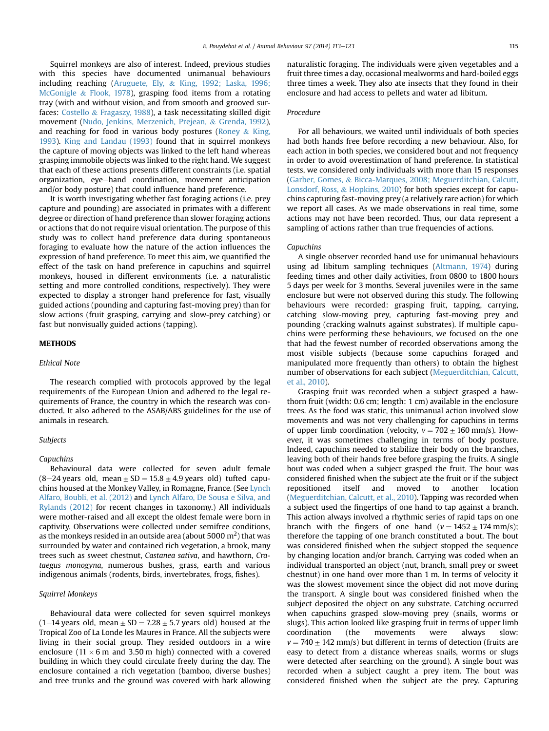Squirrel monkeys are also of interest. Indeed, previous studies with this species have documented unimanual behaviours including reaching (Aruguete, Ely, & King, 1992; Laska, 1996; McGonigle & Flook, 1978), grasping food items from a rotating tray (with and without vision, and from smooth and grooved surfaces: Costello & Fragaszy, 1988), a task necessitating skilled digit movement (Nudo, Jenkins, Merzenich, Prejean, & Grenda, 1992), and reaching for food in various body postures (Roney & King, 1993). King and Landau (1993) found that in squirrel monkeys the capture of moving objects was linked to the left hand whereas grasping immobile objects was linked to the right hand. We suggest that each of these actions presents different constraints (i.e. spatial organization, eye–hand coordination, movement anticipation and/or body posture) that could influence hand preference.

It is worth investigating whether fast foraging actions (i.e. prey capture and pounding) are associated in primates with a different degree or direction of hand preference than slower foraging actions or actions that do not require visual orientation. The purpose of this study was to collect hand preference data during spontaneous foraging to evaluate how the nature of the action influences the expression of hand preference. To meet this aim, we quantified the effect of the task on hand preference in capuchins and squirrel monkeys, housed in different environments (i.e. a naturalistic setting and more controlled conditions, respectively). They were expected to display a stronger hand preference for fast, visually guided actions (pounding and capturing fast-moving prey) than for slow actions (fruit grasping, carrying and slow-prey catching) or fast but nonvisually guided actions (tapping).

## METHODS

### Ethical Note

The research complied with protocols approved by the legal requirements of the European Union and adhered to the legal requirements of France, the country in which the research was conducted. It also adhered to the ASAB/ABS guidelines for the use of animals in research.

### Subjects

#### Capuchins

Behavioural data were collected for seven adult female (8–24 years old, mean ± SD = 15.8 ± 4.9 years old) tufted capuchins housed at the Monkey Valley, in Romagne, France. (See Lynch Alfaro, Boubli, et al. (2012) and Lynch Alfaro, De Sousa e Silva, and Rylands (2012) for recent changes in taxonomy.) All individuals were mother-raised and all except the oldest female were born in captivity. Observations were collected under semifree conditions, as the monkeys resided in an outside area (about 5000 m²) that was surrounded by water and contained rich vegetation, a brook, many trees such as sweet chestnut, *Castanea sativa*, and hawthorn, *Crataegus monogyna*, numerous bushes, grass, earth and various indigenous animals (rodents, birds, invertebrates, frogs, fishes).

#### Squirrel Monkeys

Behavioural data were collected for seven squirrel monkeys (1–14 years old, mean ± SD = 7.28 ± 5.7 years old) housed at the Tropical Zoo of La Londe les Maures in France. All the subjects were living in their social group. They resided outdoors in a wire enclosure (11 × 6 m and 3.50 m high) connected with a covered building in which they could circulate freely during the day. The enclosure contained a rich vegetation (bamboo, diverse bushes) and tree trunks and the ground was covered with bark allowing naturalistic foraging. The individuals were given vegetables and a fruit three times a day, occasional mealworms and hard-boiled eggs three times a week. They also ate insects that they found in their enclosure and had access to pellets and water ad libitum.

### Procedure

For all behaviours, we waited until individuals of both species had both hands free before recording a new behaviour. Also, for each action in both species, we considered bout and not frequency in order to avoid overestimation of hand preference. In statistical tests, we considered only individuals with more than 15 responses (Garber, Gomes, & Bicca-Marques, 2008; Meguerditchian, Calcutt, Lonsdorf, Ross, & Hopkins, 2010) for both species except for capuchins capturing fast-moving prey (a relatively rare action) for which we report all cases. As we made observations in real time, some actions may not have been recorded. Thus, our data represent a sampling of actions rather than true frequencies of actions.

#### Capuchins

A single observer recorded hand use for unimanual behaviours using ad libitum sampling techniques (Altmann, 1974) during feeding times and other daily activities, from 0800 to 1800 hours 5 days per week for 3 months. Several juveniles were in the same enclosure but were not observed during this study. The following behaviours were recorded: grasping fruit, tapping, carrying, catching slow-moving prey, capturing fast-moving prey and pounding (cracking walnuts against substrates). If multiple capuchins were performing these behaviours, we focused on the one that had the fewest number of recorded observations among the most visible subjects (because some capuchins foraged and manipulated more frequently than others) to obtain the highest number of observations for each subject (Meguerditchian, Calcutt, et al., 2010).

Grasping fruit was recorded when a subject grasped a hawthorn fruit (width: 0.6 cm; length: 1 cm) available in the enclosure trees. As the food was static, this unimanual action involved slow movements and was not very challenging for capuchins in terms of upper limb coordination (velocity, $v = 702 \pm 160$ mm/s). However, it was sometimes challenging in terms of body posture. Indeed, capuchins needed to stabilize their body on the branches, leaving both of their hands free before grasping the fruits. A single bout was coded when a subject grasped the fruit. The bout was considered finished when the subject ate the fruit or if the subject repositioned itself and moved to another location (Meguerditchian, Calcutt, et al., 2010). Tapping was recorded when a subject used the fingertips of one hand to tap against a branch. This action always involved a rhythmic series of rapid taps on one branch with the fingers of one hand ($v = 1452 \pm 174$ mm/s); therefore the tapping of one branch constituted a bout. The bout was considered finished when the subject stopped the sequence by changing location and/or branch. Carrying was coded when an individual transported an object (nut, branch, small prey or sweet chestnut) in one hand over more than 1 m. In terms of velocity it was the slowest movement since the object did not move during the transport. A single bout was considered finished when the subject deposited the object on any substrate. Catching occurred when capuchins grasped slow-moving prey (snails, worms or slugs). This action looked like grasping fruit in terms of upper limb coordination (the movements were always slow: $v = 740 \pm 142$ mm/s) but different in terms of detection (fruits are easy to detect from a distance whereas snails, worms or slugs were detected after searching on the ground). A single bout was recorded when a subject caught a prey item. The bout was considered finished when the subject ate the prey. Capturing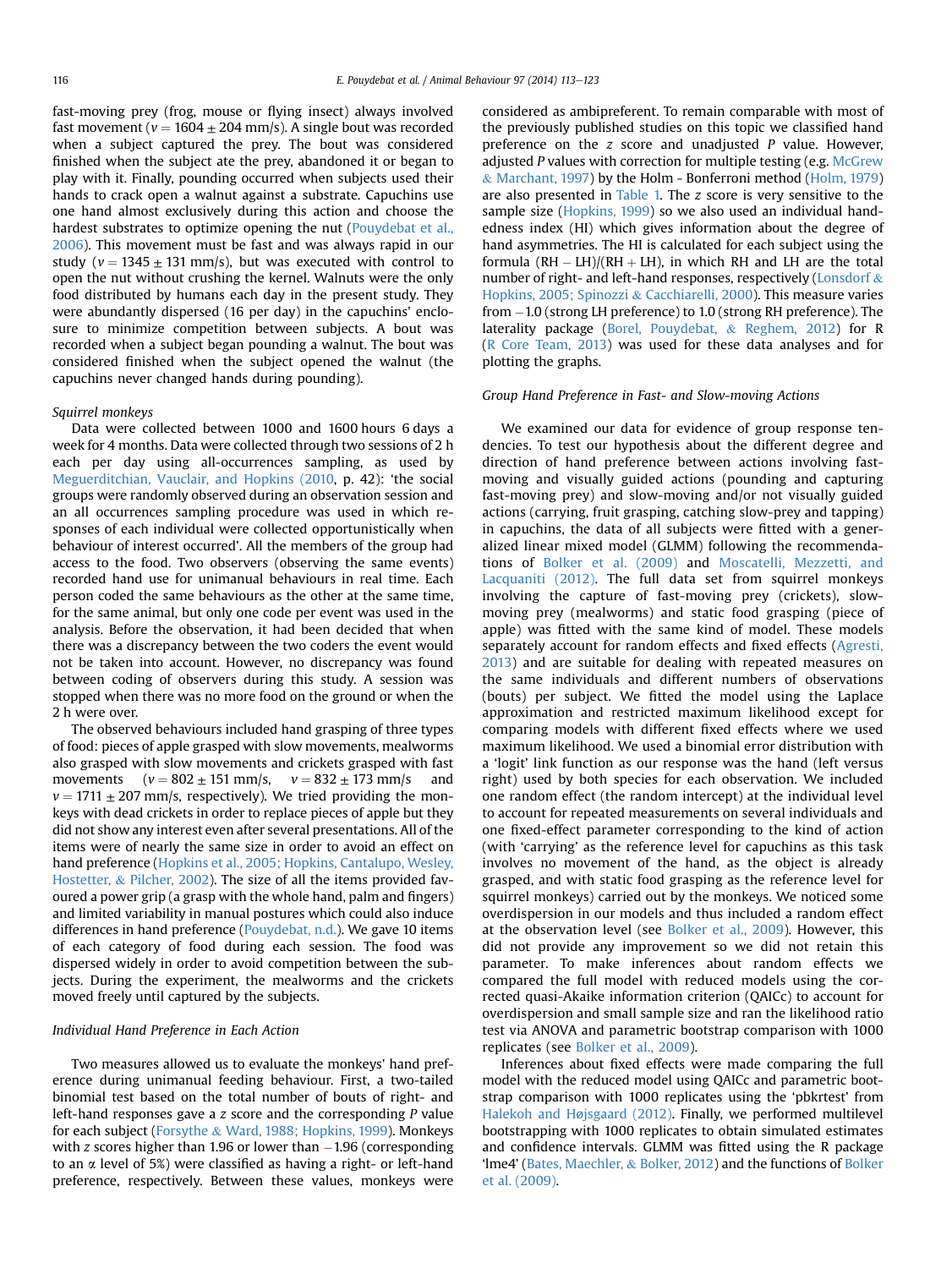fast-moving prey (frog, mouse or flying insect) always involved fast movement ($v = 1604 \pm 204$ mm/s). A single bout was recorded when a subject captured the prey. The bout was considered finished when the subject ate the prey, abandoned it or began to play with it. Finally, pounding occurred when subjects used their hands to crack open a walnut against a substrate. Capuchins use one hand almost exclusively during this action and choose the hardest substrates to optimize opening the nut (Pouydebat et al., 2006). This movement must be fast and was always rapid in our study ($v = 1345 \pm 131$ mm/s), but was executed with control to open the nut without crushing the kernel. Walnuts were the only food distributed by humans each day in the present study. They were abundantly dispersed (16 per day) in the capuchins' enclosure to minimize competition between subjects. A bout was recorded when a subject began pounding a walnut. The bout was considered finished when the subject opened the walnut (the capuchins never changed hands during pounding).

*Squirrel monkeys*

Data were collected between 1000 and 1600 hours 6 days a week for 4 months. Data were collected through two sessions of 2 h each per day using all-occurrences sampling, as used by Meguerditchian, Vauclair, and Hopkins (2010, p. 42): 'the social groups were randomly observed during an observation session and an all occurrences sampling procedure was used in which responses of each individual were collected opportunistically when behaviour of interest occurred'. All the members of the group had access to the food. Two observers (observing the same events) recorded hand use for unimanual behaviours in real time. Each person coded the same behaviours as the other at the same time, for the same animal, but only one code per event was used in the analysis. Before the observation, it had been decided that when there was a discrepancy between the two coders the event would not be taken into account. However, no discrepancy was found between coding of observers during this study. A session was stopped when there was no more food on the ground or when the 2 h were over.

The observed behaviours included hand grasping of three types of food: pieces of apple grasped with slow movements, mealworms also grasped with slow movements and crickets grasped with fast movements ($v = 802 \pm 151$ mm/s, $v = 832 \pm 173$ mm/s and $v = 1711 \pm 207$ mm/s, respectively). We tried providing the monkeys with dead crickets in order to replace pieces of apple but they did not show any interest even after several presentations. All of the items were of nearly the same size in order to avoid an effect on hand preference (Hopkins et al., 2005; Hopkins, Cantalupo, Wesley, Hostetter, & Pilcher, 2002). The size of all the items provided favoured a power grip (a grasp with the whole hand, palm and fingers) and limited variability in manual postures which could also induce differences in hand preference (Pouydebat, n.d.). We gave 10 items of each category of food during each session. The food was dispersed widely in order to avoid competition between the subjects. During the experiment, the mealworms and the crickets moved freely until captured by the subjects.

### Individual Hand Preference in Each Action

Two measures allowed us to evaluate the monkeys' hand preference during unimanual feeding behaviour. First, a two-tailed binomial test based on the total number of bouts of right- and left-hand responses gave a $z$ score and the corresponding $P$ value for each subject (Forsythe & Ward, 1988; Hopkins, 1999). Monkeys with $z$ scores higher than 1.96 or lower than $-1.96$ (corresponding to an $\alpha$ level of 5%) were classified as having a right- or left-hand preference, respectively. Between these values, monkeys were considered as ambipreferent. To remain comparable with most of the previously published studies on this topic we classified hand preference on the $z$ score and unadjusted $P$ value. However, adjusted $P$ values with correction for multiple testing (e.g. McGrew & Marchant, 1997) by the Holm - Bonferroni method (Holm, 1979) are also presented in Table 1. The $z$ score is very sensitive to the sample size (Hopkins, 1999) so we also used an individual handedness index (HI) which gives information about the degree of hand asymmetries. The HI is calculated for each subject using the formula $(RH - LH)/(RH + LH)$, in which RH and LH are the total number of right- and left-hand responses, respectively (Lonsdorf & Hopkins, 2005; Spinozzi & Cacchiarelli, 2000). This measure varies from $-1.0$ (strong LH preference) to 1.0 (strong RH preference). The laterality package (Borel, Pouydebat, & Reghem, 2012) for R (R Core Team, 2013) was used for these data analyses and for plotting the graphs.

### Group Hand Preference in Fast- and Slow-moving Actions

We examined our data for evidence of group response tendencies. To test our hypothesis about the different degree and direction of hand preference between actions involving fast-moving and visually guided actions (pounding and capturing fast-moving prey) and slow-moving and/or not visually guided actions (carrying, fruit grasping, catching slow-prey and tapping) in capuchins, the data of all subjects were fitted with a generalized linear mixed model (GLMM) following the recommendations of Bolker et al. (2009) and Moscatelli, Mezzetti, and Lacquaniti (2012). The full data set from squirrel monkeys involving the capture of fast-moving prey (crickets), slow-moving prey (mealworms) and static food grasping (piece of apple) was fitted with the same kind of model. These models separately account for random effects and fixed effects (Agresti, 2013) and are suitable for dealing with repeated measures on the same individuals and different numbers of observations (bouts) per subject. We fitted the model using the Laplace approximation and restricted maximum likelihood except for comparing models with different fixed effects where we used maximum likelihood. We used a binomial error distribution with a 'logit' link function as our response was the hand (left versus right) used by both species for each observation. We included one random effect (the random intercept) at the individual level to account for repeated measurements on several individuals and one fixed-effect parameter corresponding to the kind of action (with 'carrying' as the reference level for capuchins as this task involves no movement of the hand, as the object is already grasped, and with static food grasping as the reference level for squirrel monkeys) carried out by the monkeys. We noticed some overdispersion in our models and thus included a random effect at the observation level (see Bolker et al., 2009). However, this did not provide any improvement so we did not retain this parameter. To make inferences about random effects we compared the full model with reduced models using the corrected quasi-Akaike information criterion (QAICc) to account for overdispersion and small sample size and ran the likelihood ratio test via ANOVA and parametric bootstrap comparison with 1000 replicates (see Bolker et al., 2009).

Inferences about fixed effects were made comparing the full model with the reduced model using QAICc and parametric bootstrap comparison with 1000 replicates using the 'pbkrtest' from Halekoh and Højsgaard (2012). Finally, we performed multilevel bootstrapping with 1000 replicates to obtain simulated estimates and confidence intervals. GLMM was fitted using the R package 'lme4' (Bates, Maechler, & Bolker, 2012) and the functions of Bolker et al. (2009).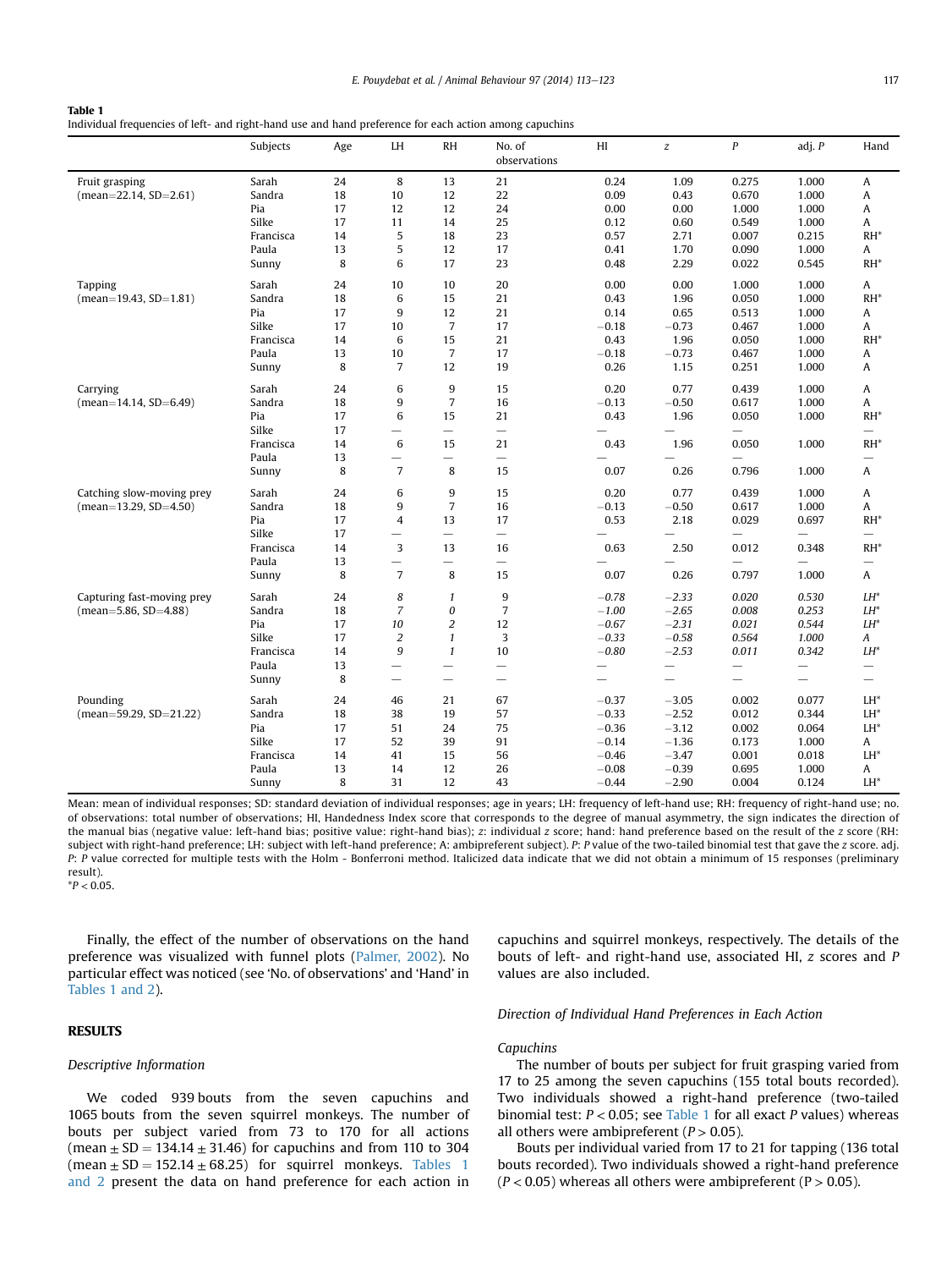**Table 1**
Individual frequencies of left- and right-hand use and hand preference for each action among capuchins

| | Subjects | Age | LH | RH | No. of observations | HI | $z$ | $P$ | adj. $P$ | Hand |
|---|---|---|---|---|---|---|---|---|---|---|
| Fruit grasping | Sarah | 24 | 8 | 13 | 21 | 0.24 | 1.09 | 0.275 | 1.000 | A |
| (mean=22.14, SD=2.61) | Sandra | 18 | 10 | 12 | 22 | 0.09 | 0.43 | 0.670 | 1.000 | A |
| | Pia | 17 | 12 | 12 | 24 | 0.00 | 0.00 | 1.000 | 1.000 | A |
| | Silke | 17 | 11 | 14 | 25 | 0.12 | 0.60 | 0.549 | 1.000 | A |
| | Francisca | 14 | 5 | 18 | 23 | 0.57 | 2.71 | 0.007 | 0.215 | RH* |
| | Paula | 13 | 5 | 12 | 17 | 0.41 | 1.70 | 0.090 | 1.000 | A |
| | Sunny | 8 | 6 | 17 | 23 | 0.48 | 2.29 | 0.022 | 0.545 | RH* |
| Tapping | Sarah | 24 | 10 | 10 | 20 | 0.00 | 0.00 | 1.000 | 1.000 | A |
| (mean=19.43, SD=1.81) | Sandra | 18 | 6 | 15 | 21 | 0.43 | 1.96 | 0.050 | 1.000 | RH* |
| | Pia | 17 | 9 | 12 | 21 | 0.14 | 0.65 | 0.513 | 1.000 | A |
| | Silke | 17 | 10 | 7 | 17 | −0.18 | −0.73 | 0.467 | 1.000 | A |
| | Francisca | 14 | 6 | 15 | 21 | 0.43 | 1.96 | 0.050 | 1.000 | RH* |
| | Paula | 13 | 10 | 7 | 17 | −0.18 | −0.73 | 0.467 | 1.000 | A |
| | Sunny | 8 | 7 | 12 | 19 | 0.26 | 1.15 | 0.251 | 1.000 | A |
| Carrying | Sarah | 24 | 6 | 9 | 15 | 0.20 | 0.77 | 0.439 | 1.000 | A |
| (mean=14.14, SD=6.49) | Sandra | 18 | 9 | 7 | 16 | −0.13 | −0.50 | 0.617 | 1.000 | A |
| | Pia | 17 | 6 | 15 | 21 | 0.43 | 1.96 | 0.050 | 1.000 | RH* |
| | Silke | 17 | — | — | — | — | — | — | | — |
| | Francisca | 14 | 6 | 15 | 21 | 0.43 | 1.96 | 0.050 | 1.000 | RH* |
| | Paula | 13 | — | — | — | — | — | — | | — |
| | Sunny | 8 | 7 | 8 | 15 | 0.07 | 0.26 | 0.796 | 1.000 | A |
| Catching slow-moving prey | Sarah | 24 | 6 | 9 | 15 | 0.20 | 0.77 | 0.439 | 1.000 | A |
| (mean=13.29, SD=4.50) | Sandra | 18 | 9 | 7 | 16 | −0.13 | −0.50 | 0.617 | 1.000 | A |
| | Pia | 17 | 4 | 13 | 17 | 0.53 | 2.18 | 0.029 | 0.697 | RH* |
| | Silke | 17 | — | — | — | — | — | — | — | — |
| | Francisca | 14 | 3 | 13 | 16 | 0.63 | 2.50 | 0.012 | 0.348 | RH* |
| | Paula | 13 | — | — | — | — | — | — | — | — |
| | Sunny | 8 | 7 | 8 | 15 | 0.07 | 0.26 | 0.797 | 1.000 | A |
| Capturing fast-moving prey | Sarah | 24 | *8* | *1* | 9 | *−0.78* | *−2.33* | *0.020* | *0.530* | *LH** |
| (mean=5.86, SD=4.88) | Sandra | 18 | *7* | *0* | 7 | *−1.00* | *−2.65* | *0.008* | *0.253* | *LH** |
| | Pia | 17 | *10* | *2* | 12 | *−0.67* | *−2.31* | *0.021* | *0.544* | *LH** |
| | Silke | 17 | *2* | *1* | 3 | *−0.33* | *−0.58* | *0.564* | *1.000* | *A* |
| | Francisca | 14 | *9* | *1* | 10 | *−0.80* | *−2.53* | *0.011* | *0.342* | *LH** |
| | Paula | 13 | — | — | — | — | — | — | — | — |
| | Sunny | 8 | — | — | — | — | — | — | — | — |
| Pounding | Sarah | 24 | 46 | 21 | 67 | −0.37 | −3.05 | 0.002 | 0.077 | LH* |
| (mean=59.29, SD=21.22) | Sandra | 18 | 38 | 19 | 57 | −0.33 | −2.52 | 0.012 | 0.344 | LH* |
| | Pia | 17 | 51 | 24 | 75 | −0.36 | −3.12 | 0.002 | 0.064 | LH* |
| | Silke | 17 | 52 | 39 | 91 | −0.14 | −1.36 | 0.173 | 1.000 | A |
| | Francisca | 14 | 41 | 15 | 56 | −0.46 | −3.47 | 0.001 | 0.018 | LH* |
| | Paula | 13 | 14 | 12 | 26 | −0.08 | −0.39 | 0.695 | 1.000 | A |
| | Sunny | 8 | 31 | 12 | 43 | −0.44 | −2.90 | 0.004 | 0.124 | LH* |

Mean: mean of individual responses; SD: standard deviation of individual responses; age in years; LH: frequency of left-hand use; RH: frequency of right-hand use; no. of observations: total number of observations; HI, Handedness Index score that corresponds to the degree of manual asymmetry, the sign indicates the direction of the manual bias (negative value: left-hand bias; positive value: right-hand bias); $z$: individual $z$ score; hand: hand preference based on the result of the $z$ score (RH: subject with right-hand preference; LH: subject with left-hand preference; A: ambipreferent subject). $P$: $P$ value of the two-tailed binomial test that gave the $z$ score. adj. $P$: $P$ value corrected for multiple tests with the Holm - Bonferroni method. Italicized data indicate that we did not obtain a minimum of 15 responses (preliminary result).
*$P < 0.05$.

Finally, the effect of the number of observations on the hand preference was visualized with funnel plots (Palmer, 2002). No particular effect was noticed (see 'No. of observations' and 'Hand' in Tables 1 and 2).

## RESULTS

### *Descriptive Information*

We coded 939 bouts from the seven capuchins and 1065 bouts from the seven squirrel monkeys. The number of bouts per subject varied from 73 to 170 for all actions (mean ± SD = 134.14 ± 31.46) for capuchins and from 110 to 304 (mean ± SD = 152.14 ± 68.25) for squirrel monkeys. Tables 1 and 2 present the data on hand preference for each action in capuchins and squirrel monkeys, respectively. The details of the bouts of left- and right-hand use, associated HI, $z$ scores and $P$ values are also included.

### *Direction of Individual Hand Preferences in Each Action*

#### *Capuchins*

The number of bouts per subject for fruit grasping varied from 17 to 25 among the seven capuchins (155 total bouts recorded). Two individuals showed a right-hand preference (two-tailed binomial test: $P < 0.05$; see Table 1 for all exact $P$ values) whereas all others were ambipreferent ($P > 0.05$).

Bouts per individual varied from 17 to 21 for tapping (136 total bouts recorded). Two individuals showed a right-hand preference ($P < 0.05$) whereas all others were ambipreferent ($P > 0.05$).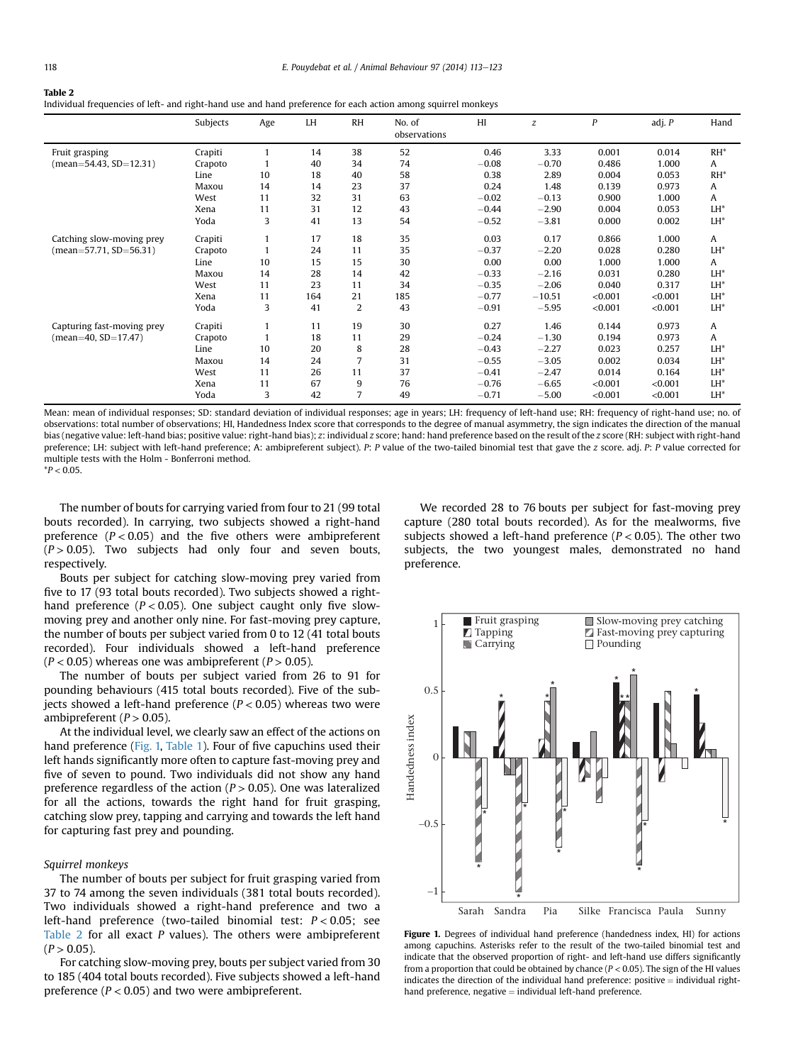**Table 2**
Individual frequencies of left- and right-hand use and hand preference for each action among squirrel monkeys

| | Subjects | Age | LH | RH | No. of observations | HI | *z* | *P* | adj. *P* | Hand |
|---|---|---|---|---|---|---|---|---|---|---|
| Fruit grasping | Crapiti | 1 | 14 | 38 | 52 | 0.46 | 3.33 | 0.001 | 0.014 | RH* |
| (mean=54.43, SD=12.31) | Crapoto | 1 | 40 | 34 | 74 | −0.08 | −0.70 | 0.486 | 1.000 | A |
| | Line | 10 | 18 | 40 | 58 | 0.38 | 2.89 | 0.004 | 0.053 | RH* |
| | Maxou | 14 | 14 | 23 | 37 | 0.24 | 1.48 | 0.139 | 0.973 | A |
| | West | 11 | 32 | 31 | 63 | −0.02 | −0.13 | 0.900 | 1.000 | A |
| | Xena | 11 | 31 | 12 | 43 | −0.44 | −2.90 | 0.004 | 0.053 | LH* |
| | Yoda | 3 | 41 | 13 | 54 | −0.52 | −3.81 | 0.000 | 0.002 | LH* |
| Catching slow-moving prey | Crapiti | 1 | 17 | 18 | 35 | 0.03 | 0.17 | 0.866 | 1.000 | A |
| (mean=57.71, SD=56.31) | Crapoto | 1 | 24 | 11 | 35 | −0.37 | −2.20 | 0.028 | 0.280 | LH* |
| | Line | 10 | 15 | 15 | 30 | 0.00 | 0.00 | 1.000 | 1.000 | A |
| | Maxou | 14 | 28 | 14 | 42 | −0.33 | −2.16 | 0.031 | 0.280 | LH* |
| | West | 11 | 23 | 11 | 34 | −0.35 | −2.06 | 0.040 | 0.317 | LH* |
| | Xena | 11 | 164 | 21 | 185 | −0.77 | −10.51 | <0.001 | <0.001 | LH* |
| | Yoda | 3 | 41 | 2 | 43 | −0.91 | −5.95 | <0.001 | <0.001 | LH* |
| Capturing fast-moving prey | Crapiti | 1 | 11 | 19 | 30 | 0.27 | 1.46 | 0.144 | 0.973 | A |
| (mean=40, SD=17.47) | Crapoto | 1 | 18 | 11 | 29 | −0.24 | −1.30 | 0.194 | 0.973 | A |
| | Line | 10 | 20 | 8 | 28 | −0.43 | −2.27 | 0.023 | 0.257 | LH* |
| | Maxou | 14 | 24 | 7 | 31 | −0.55 | −3.05 | 0.002 | 0.034 | LH* |
| | West | 11 | 26 | 11 | 37 | −0.41 | −2.47 | 0.014 | 0.164 | LH* |
| | Xena | 11 | 67 | 9 | 76 | −0.76 | −6.65 | <0.001 | <0.001 | LH* |
| | Yoda | 3 | 42 | 7 | 49 | −0.71 | −5.00 | <0.001 | <0.001 | LH* |

Mean: mean of individual responses; SD: standard deviation of individual responses; age in years; LH: frequency of left-hand use; RH: frequency of right-hand use; no. of observations: total number of observations; HI, Handedness Index score that corresponds to the degree of manual asymmetry, the sign indicates the direction of the manual bias (negative value: left-hand bias; positive value: right-hand bias); *z*: individual *z* score; hand: hand preference based on the result of the *z* score (RH: subject with right-hand preference; LH: subject with left-hand preference; A: ambipreferent subject). *P*: *P* value of the two-tailed binomial test that gave the *z* score. adj. *P*: *P* value corrected for multiple tests with the Holm - Bonferroni method.
*$P < 0.05$.

The number of bouts for carrying varied from four to 21 (99 total bouts recorded). In carrying, two subjects showed a right-hand preference ($P < 0.05$) and the five others were ambipreferent ($P > 0.05$). Two subjects had only four and seven bouts, respectively.

Bouts per subject for catching slow-moving prey varied from five to 17 (93 total bouts recorded). Two subjects showed a right-hand preference ($P < 0.05$). One subject caught only five slow-moving prey and another only nine. For fast-moving prey capture, the number of bouts per subject varied from 0 to 12 (41 total bouts recorded). Four individuals showed a left-hand preference ($P < 0.05$) whereas one was ambipreferent ($P > 0.05$).

The number of bouts per subject varied from 26 to 91 for pounding behaviours (415 total bouts recorded). Five of the subjects showed a left-hand preference ($P < 0.05$) whereas two were ambipreferent ($P > 0.05$).

At the individual level, we clearly saw an effect of the actions on hand preference (Fig. 1, Table 1). Four of five capuchins used their left hands significantly more often to capture fast-moving prey and five of seven to pound. Two individuals did not show any hand preference regardless of the action ($P > 0.05$). One was lateralized for all the actions, towards the right hand for fruit grasping, catching slow prey, tapping and carrying and towards the left hand for capturing fast prey and pounding.

### Squirrel monkeys

The number of bouts per subject for fruit grasping varied from 37 to 74 among the seven individuals (381 total bouts recorded). Two individuals showed a right-hand preference and two a left-hand preference (two-tailed binomial test: $P < 0.05$; see Table 2 for all exact *P* values). The others were ambipreferent ($P > 0.05$).

For catching slow-moving prey, bouts per subject varied from 30 to 185 (404 total bouts recorded). Five subjects showed a left-hand preference ($P < 0.05$) and two were ambipreferent.

We recorded 28 to 76 bouts per subject for fast-moving prey capture (280 total bouts recorded). As for the mealworms, five subjects showed a left-hand preference ($P < 0.05$). The other two subjects, the two youngest males, demonstrated no hand preference.

**Figure 1.** Degrees of individual hand preference (handedness index, HI) for actions among capuchins. Asterisks refer to the result of the two-tailed binomial test and indicate that the observed proportion of right- and left-hand use differs significantly from a proportion that could be obtained by chance ($P < 0.05$). The sign of the HI values indicates the direction of the individual hand preference: positive = individual right-hand preference, negative = individual left-hand preference.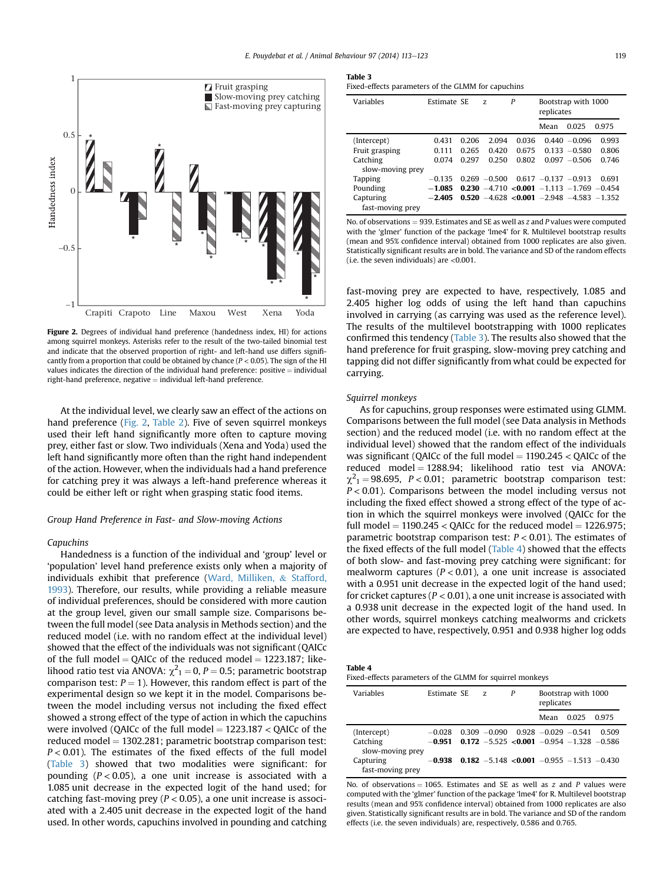Figure 2. Degrees of individual hand preference (handedness index, HI) for actions among squirrel monkeys. Asterisks refer to the result of the two-tailed binomial test and indicate that the observed proportion of right- and left-hand use differs significantly from a proportion that could be obtained by chance ($P < 0.05$). The sign of the HI values indicates the direction of the individual hand preference: positive = individual right-hand preference, negative = individual left-hand preference.

At the individual level, we clearly saw an effect of the actions on hand preference (Fig. 2, Table 2). Five of seven squirrel monkeys used their left hand significantly more often to capture moving prey, either fast or slow. Two individuals (Xena and Yoda) used the left hand significantly more often than the right hand independent of the action. However, when the individuals had a hand preference for catching prey it was always a left-hand preference whereas it could be either left or right when grasping static food items.

### Group Hand Preference in Fast- and Slow-moving Actions

#### Capuchins

Handedness is a function of the individual and 'group' level or 'population' level hand preference exists only when a majority of individuals exhibit that preference (Ward, Milliken, & Stafford, 1993). Therefore, our results, while providing a reliable measure of individual preferences, should be considered with more caution at the group level, given our small sample size. Comparisons between the full model (see Data analysis in Methods section) and the reduced model (i.e. with no random effect at the individual level) showed that the effect of the individuals was not significant (QAICc of the full model = QAICc of the reduced model = 1223.187; likelihood ratio test via ANOVA: $\chi^2_1 = 0$, $P = 0.5$; parametric bootstrap comparison test: $P = 1$). However, this random effect is part of the experimental design so we kept it in the model. Comparisons between the model including versus not including the fixed effect showed a strong effect of the type of action in which the capuchins were involved (QAICc of the full model = 1223.187 < QAICc of the reduced model = 1302.281; parametric bootstrap comparison test: $P < 0.01$). The estimates of the fixed effects of the full model (Table 3) showed that two modalities were significant: for pounding ($P < 0.05$), a one unit increase is associated with a 1.085 unit decrease in the expected logit of the hand used; for catching fast-moving prey ($P < 0.05$), a one unit increase is associated with a 2.405 unit decrease in the expected logit of the hand used. In other words, capuchins involved in pounding and catching fast-moving prey are expected to have, respectively, 1.085 and 2.405 higher log odds of using the left hand than capuchins involved in carrying (as carrying was used as the reference level). The results of the multilevel bootstrapping with 1000 replicates confirmed this tendency (Table 3). The results also showed that the hand preference for fruit grasping, slow-moving prey catching and tapping did not differ significantly from what could be expected for carrying.

**Table 3**
Fixed-effects parameters of the GLMM for capuchins

| Variables | Estimate | SE | z | P | Bootstrap with 1000 replicates | | |
|---|---|---|---|---|---|---|---|
| | | | | | Mean | 0.025 | 0.975 |
| (Intercept) | 0.431 | 0.206 | 2.094 | 0.036 | 0.440 | −0.096 | 0.993 |
| Fruit grasping | 0.111 | 0.265 | 0.420 | 0.675 | 0.133 | −0.580 | 0.806 |
| Catching slow-moving prey | 0.074 | 0.297 | 0.250 | 0.802 | 0.097 | −0.506 | 0.746 |
| Tapping | −0.135 | 0.269 | −0.500 | 0.617 | −0.137 | −0.913 | 0.691 |
| Pounding | **−1.085** | **0.230** | −4.710 | **<0.001** | −1.113 | −1.769 | −0.454 |
| Capturing fast-moving prey | **−2.405** | **0.520** | −4.628 | **<0.001** | −2.948 | −4.583 | −1.352 |

No. of observations = 939. Estimates and SE as well as z and P values were computed with the 'glmer' function of the package 'lme4' for R. Multilevel bootstrap results (mean and 95% confidence interval) obtained from 1000 replicates are also given. Statistically significant results are in bold. The variance and SD of the random effects (i.e. the seven individuals) are <0.001.

#### Squirrel monkeys

As for capuchins, group responses were estimated using GLMM. Comparisons between the full model (see Data analysis in Methods section) and the reduced model (i.e. with no random effect at the individual level) showed that the random effect of the individuals was significant (QAICc of the full model = 1190.245 < QAICc of the reduced model = 1288.94; likelihood ratio test via ANOVA: $\chi^2_1 = 98.695$, $P < 0.01$; parametric bootstrap comparison test: $P < 0.01$). Comparisons between the model including versus not including the fixed effect showed a strong effect of the type of action in which the squirrel monkeys were involved (QAICc for the full model = 1190.245 < QAICc for the reduced model = 1226.975; parametric bootstrap comparison test: $P < 0.01$). The estimates of the fixed effects of the full model (Table 4) showed that the effects of both slow- and fast-moving prey catching were significant: for mealworm captures ($P < 0.01$), a one unit increase is associated with a 0.951 unit decrease in the expected logit of the hand used; for cricket captures ($P < 0.01$), a one unit increase is associated with a 0.938 unit decrease in the expected logit of the hand used. In other words, squirrel monkeys catching mealworms and crickets are expected to have, respectively, 0.951 and 0.938 higher log odds

**Table 4**
Fixed-effects parameters of the GLMM for squirrel monkeys

| Variables | Estimate | SE | z | P | Bootstrap with 1000 replicates | | |
|---|---|---|---|---|---|---|---|
| | | | | | Mean | 0.025 | 0.975 |
| (Intercept) | −0.028 | 0.309 | −0.090 | 0.928 | −0.029 | −0.541 | 0.509 |
| Catching slow-moving prey | **−0.951** | **0.172** | −5.525 | **<0.001** | −0.954 | −1.328 | −0.586 |
| Capturing fast-moving prey | **−0.938** | **0.182** | −5.148 | **<0.001** | −0.955 | −1.513 | −0.430 |

No. of observations = 1065. Estimates and SE as well as z and P values were computed with the 'glmer' function of the package 'lme4' for R. Multilevel bootstrap results (mean and 95% confidence interval) obtained from 1000 replicates are also given. Statistically significant results are in bold. The variance and SD of the random effects (i.e. the seven individuals) are, respectively, 0.586 and 0.765.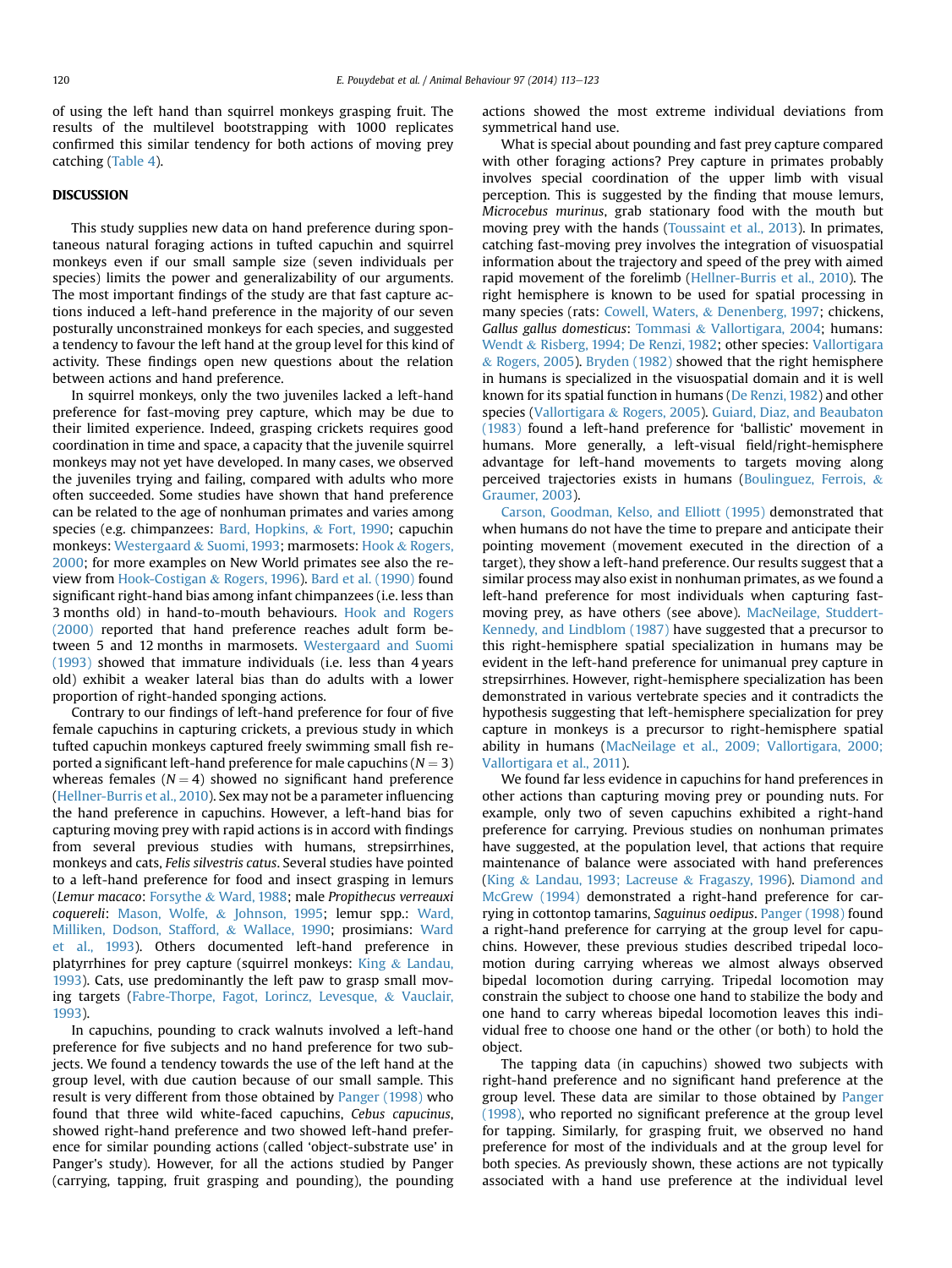of using the left hand than squirrel monkeys grasping fruit. The results of the multilevel bootstrapping with 1000 replicates confirmed this similar tendency for both actions of moving prey catching (Table 4).

## DISCUSSION

This study supplies new data on hand preference during spontaneous natural foraging actions in tufted capuchin and squirrel monkeys even if our small sample size (seven individuals per species) limits the power and generalizability of our arguments. The most important findings of the study are that fast capture actions induced a left-hand preference in the majority of our seven posturally unconstrained monkeys for each species, and suggested a tendency to favour the left hand at the group level for this kind of activity. These findings open new questions about the relation between actions and hand preference.

In squirrel monkeys, only the two juveniles lacked a left-hand preference for fast-moving prey capture, which may be due to their limited experience. Indeed, grasping crickets requires good coordination in time and space, a capacity that the juvenile squirrel monkeys may not yet have developed. In many cases, we observed the juveniles trying and failing, compared with adults who more often succeeded. Some studies have shown that hand preference can be related to the age of nonhuman primates and varies among species (e.g. chimpanzees: Bard, Hopkins, & Fort, 1990; capuchin monkeys: Westergaard & Suomi, 1993; marmosets: Hook & Rogers, 2000; for more examples on New World primates see also the review from Hook-Costigan & Rogers, 1996). Bard et al. (1990) found significant right-hand bias among infant chimpanzees (i.e. less than 3 months old) in hand-to-mouth behaviours. Hook and Rogers (2000) reported that hand preference reaches adult form between 5 and 12 months in marmosets. Westergaard and Suomi (1993) showed that immature individuals (i.e. less than 4 years old) exhibit a weaker lateral bias than do adults with a lower proportion of right-handed sponging actions.

Contrary to our findings of left-hand preference for four of five female capuchins in capturing crickets, a previous study in which tufted capuchin monkeys captured freely swimming small fish reported a significant left-hand preference for male capuchins ($N = 3$) whereas females ($N = 4$) showed no significant hand preference (Hellner-Burris et al., 2010). Sex may not be a parameter influencing the hand preference in capuchins. However, a left-hand bias for capturing moving prey with rapid actions is in accord with findings from several previous studies with humans, strepsirrhines, monkeys and cats, *Felis silvestris catus*. Several studies have pointed to a left-hand preference for food and insect grasping in lemurs (*Lemur macaco*: Forsythe & Ward, 1988; male *Propithecus verreauxi coquereli*: Mason, Wolfe, & Johnson, 1995; lemur spp.: Ward, Milliken, Dodson, Stafford, & Wallace, 1990; prosimians: Ward et al., 1993). Others documented left-hand preference in platyrrhines for prey capture (squirrel monkeys: King & Landau, 1993). Cats, use predominantly the left paw to grasp small moving targets (Fabre-Thorpe, Fagot, Lorincz, Levesque, & Vauclair, 1993).

In capuchins, pounding to crack walnuts involved a left-hand preference for five subjects and no hand preference for two subjects. We found a tendency towards the use of the left hand at the group level, with due caution because of our small sample. This result is very different from those obtained by Panger (1998) who found that three wild white-faced capuchins, *Cebus capucinus*, showed right-hand preference and two showed left-hand preference for similar pounding actions (called 'object-substrate use' in Panger's study). However, for all the actions studied by Panger (carrying, tapping, fruit grasping and pounding), the pounding actions showed the most extreme individual deviations from symmetrical hand use.

What is special about pounding and fast prey capture compared with other foraging actions? Prey capture in primates probably involves special coordination of the upper limb with visual perception. This is suggested by the finding that mouse lemurs, *Microcebus murinus*, grab stationary food with the mouth but moving prey with the hands (Toussaint et al., 2013). In primates, catching fast-moving prey involves the integration of visuospatial information about the trajectory and speed of the prey with aimed rapid movement of the forelimb (Hellner-Burris et al., 2010). The right hemisphere is known to be used for spatial processing in many species (rats: Cowell, Waters, & Denenberg, 1997; chickens, *Gallus gallus domesticus*: Tommasi & Vallortigara, 2004; humans: Wendt & Risberg, 1994; De Renzi, 1982; other species: Vallortigara & Rogers, 2005). Bryden (1982) showed that the right hemisphere in humans is specialized in the visuospatial domain and it is well known for its spatial function in humans (De Renzi, 1982) and other species (Vallortigara & Rogers, 2005). Guiard, Diaz, and Beaubaton (1983) found a left-hand preference for 'ballistic' movement in humans. More generally, a left-visual field/right-hemisphere advantage for left-hand movements to targets moving along perceived trajectories exists in humans (Boulinguez, Ferrois, & Graumer, 2003).

Carson, Goodman, Kelso, and Elliott (1995) demonstrated that when humans do not have the time to prepare and anticipate their pointing movement (movement executed in the direction of a target), they show a left-hand preference. Our results suggest that a similar process may also exist in nonhuman primates, as we found a left-hand preference for most individuals when capturing fast-moving prey, as have others (see above). MacNeilage, Studdert-Kennedy, and Lindblom (1987) have suggested that a precursor to this right-hemisphere spatial specialization in humans may be evident in the left-hand preference for unimanual prey capture in strepsirrhines. However, right-hemisphere specialization has been demonstrated in various vertebrate species and it contradicts the hypothesis suggesting that left-hemisphere specialization for prey capture in monkeys is a precursor to right-hemisphere spatial ability in humans (MacNeilage et al., 2009; Vallortigara, 2000; Vallortigara et al., 2011).

We found far less evidence in capuchins for hand preferences in other actions than capturing moving prey or pounding nuts. For example, only two of seven capuchins exhibited a right-hand preference for carrying. Previous studies on nonhuman primates have suggested, at the population level, that actions that require maintenance of balance were associated with hand preferences (King & Landau, 1993; Lacreuse & Fragaszy, 1996). Diamond and McGrew (1994) demonstrated a right-hand preference for carrying in cottontop tamarins, *Saguinus oedipus*. Panger (1998) found a right-hand preference for carrying at the group level for capuchins. However, these previous studies described tripedal locomotion during carrying whereas we almost always observed bipedal locomotion during carrying. Tripedal locomotion may constrain the subject to choose one hand to stabilize the body and one hand to carry whereas bipedal locomotion leaves this individual free to choose one hand or the other (or both) to hold the object.

The tapping data (in capuchins) showed two subjects with right-hand preference and no significant hand preference at the group level. These data are similar to those obtained by Panger (1998), who reported no significant preference at the group level for tapping. Similarly, for grasping fruit, we observed no hand preference for most of the individuals and at the group level for both species. As previously shown, these actions are not typically associated with a hand use preference at the individual level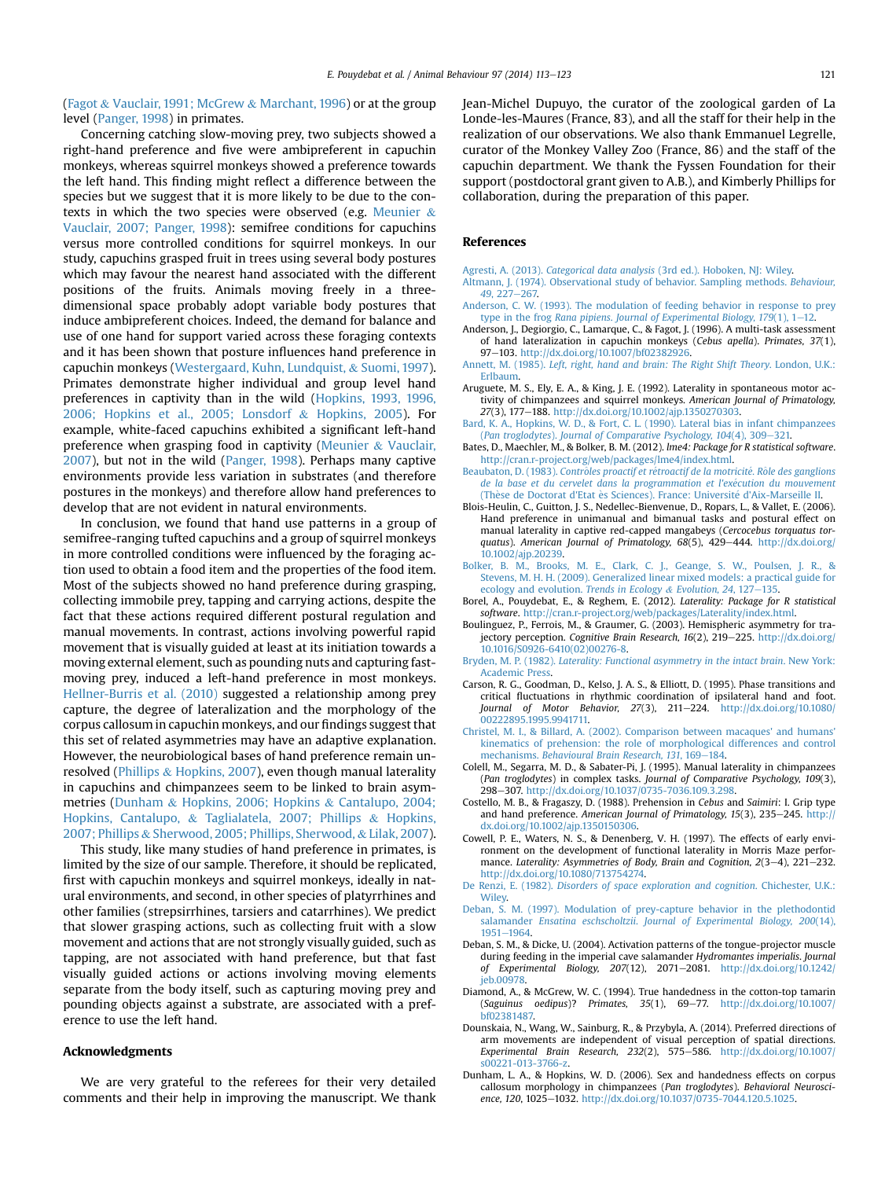(Fagot & Vauclair, 1991; McGrew & Marchant, 1996) or at the group level (Panger, 1998) in primates.

Concerning catching slow-moving prey, two subjects showed a right-hand preference and five were ambipreferent in capuchin monkeys, whereas squirrel monkeys showed a preference towards the left hand. This finding might reflect a difference between the species but we suggest that it is more likely to be due to the contexts in which the two species were observed (e.g. Meunier & Vauclair, 2007; Panger, 1998): semifree conditions for capuchins versus more controlled conditions for squirrel monkeys. In our study, capuchins grasped fruit in trees using several body postures which may favour the nearest hand associated with the different positions of the fruits. Animals moving freely in a three-dimensional space probably adopt variable body postures that induce ambipreferent choices. Indeed, the demand for balance and use of one hand for support varied across these foraging contexts and it has been shown that posture influences hand preference in capuchin monkeys (Westergaard, Kuhn, Lundquist, & Suomi, 1997). Primates demonstrate higher individual and group level hand preferences in captivity than in the wild (Hopkins, 1993, 1996, 2006; Hopkins et al., 2005; Lonsdorf & Hopkins, 2005). For example, white-faced capuchins exhibited a significant left-hand preference when grasping food in captivity (Meunier & Vauclair, 2007), but not in the wild (Panger, 1998). Perhaps many captive environments provide less variation in substrates (and therefore postures in the monkeys) and therefore allow hand preferences to develop that are not evident in natural environments.

In conclusion, we found that hand use patterns in a group of semifree-ranging tufted capuchins and a group of squirrel monkeys in more controlled conditions were influenced by the foraging action used to obtain a food item and the properties of the food item. Most of the subjects showed no hand preference during grasping, collecting immobile prey, tapping and carrying actions, despite the fact that these actions required different postural regulation and manual movements. In contrast, actions involving powerful rapid movement that is visually guided at least at its initiation towards a moving external element, such as pounding nuts and capturing fast-moving prey, induced a left-hand preference in most monkeys. Hellner-Burris et al. (2010) suggested a relationship among prey capture, the degree of lateralization and the morphology of the corpus callosum in capuchin monkeys, and our findings suggest that this set of related asymmetries may have an adaptive explanation. However, the neurobiological bases of hand preference remain unresolved (Phillips & Hopkins, 2007), even though manual laterality in capuchins and chimpanzees seem to be linked to brain asymmetries (Dunham & Hopkins, 2006; Hopkins & Cantalupo, 2004; Hopkins, Cantalupo, & Taglialatela, 2007; Phillips & Hopkins, 2007; Phillips & Sherwood, 2005; Phillips, Sherwood, & Lilak, 2007).

This study, like many studies of hand preference in primates, is limited by the size of our sample. Therefore, it should be replicated, first with capuchin monkeys and squirrel monkeys, ideally in natural environments, and second, in other species of platyrrhines and other families (strepsirrhines, tarsiers and catarrhines). We predict that slower grasping actions, such as collecting fruit with a slow movement and actions that are not strongly visually guided, such as tapping, are not associated with hand preference, but that fast visually guided actions or actions involving moving elements separate from the body itself, such as capturing moving prey and pounding objects against a substrate, are associated with a preference to use the left hand.

## Acknowledgments

We are very grateful to the referees for their very detailed comments and their help in improving the manuscript. We thank Jean-Michel Dupuyo, the curator of the zoological garden of La Londe-les-Maures (France, 83), and all the staff for their help in the realization of our observations. We also thank Emmanuel Legrelle, curator of the Monkey Valley Zoo (France, 86) and the staff of the capuchin department. We thank the Fyssen Foundation for their support (postdoctoral grant given to A.B.), and Kimberly Phillips for collaboration, during the preparation of this paper.

## References

Agresti, A. (2013). *Categorical data analysis* (3rd ed.). Hoboken, NJ: Wiley.

Altmann, J. (1974). Observational study of behavior. Sampling methods. *Behaviour, 49*, 227–267.

Anderson, C. W. (1993). The modulation of feeding behavior in response to prey type in the frog *Rana pipiens*. *Journal of Experimental Biology, 179*(1), 1–12.

Anderson, J., Degiorgio, C., Lamarque, C., & Fagot, J. (1996). A multi-task assessment of hand lateralization in capuchin monkeys (*Cebus apella*). *Primates, 37*(1), 97–103. http://dx.doi.org/10.1007/bf02382926.

Annett, M. (1985). *Left, right, hand and brain: The Right Shift Theory*. London, U.K.: Erlbaum.

Aruguete, M. S., Ely, E. A., & King, J. E. (1992). Laterality in spontaneous motor activity of chimpanzees and squirrel monkeys. *American Journal of Primatology, 27*(3), 177–188. http://dx.doi.org/10.1002/ajp.1350270303.

Bard, K. A., Hopkins, W. D., & Fort, C. L. (1990). Lateral bias in infant chimpanzees (*Pan troglodytes*). *Journal of Comparative Psychology, 104*(4), 309–321.

Bates, D., Maechler, M., & Bolker, B. M. (2012). *lme4: Package for R statistical software*. http://cran.r-project.org/web/packages/lme4/index.html.

Beaubaton, D. (1983). *Contrôles proactif et rétroactif de la motricité. Rôle des ganglions de la base et du cervelet dans la programmation et l'exécution du mouvement* (Thèse de Doctorat d'Etat ès Sciences). France: Université d'Aix-Marseille II.

Blois-Heulin, C., Guitton, J. S., Nedellec-Bienvenue, D., Ropars, L., & Vallet, E. (2006). Hand preference in unimanual and bimanual tasks and postural effect on manual laterality in captive red-capped mangabeys (*Cercocebus torquatus torquatus*). *American Journal of Primatology, 68*(5), 429–444. http://dx.doi.org/10.1002/ajp.20239.

Bolker, B. M., Brooks, M. E., Clark, C. J., Geange, S. W., Poulsen, J. R., & Stevens, M. H. H. (2009). Generalized linear mixed models: a practical guide for ecology and evolution. *Trends in Ecology & Evolution, 24*, 127–135.

Borel, A., Pouydebat, E., & Reghem, E. (2012). *Laterality: Package for R statistical software*. http://cran.r-project.org/web/packages/Laterality/index.html.

Boulinguez, P., Ferrois, M., & Graumer, G. (2003). Hemispheric asymmetry for trajectory perception. *Cognitive Brain Research, 16*(2), 219–225. http://dx.doi.org/10.1016/S0926-6410(02)00276-8.

Bryden, M. P. (1982). *Laterality: Functional asymmetry in the intact brain*. New York: Academic Press.

Carson, R. G., Goodman, D., Kelso, J. A. S., & Elliott, D. (1995). Phase transitions and critical fluctuations in rhythmic coordination of ipsilateral hand and foot. *Journal of Motor Behavior, 27*(3), 211–224. http://dx.doi.org/10.1080/00222895.1995.9941711.

Christel, M. I., & Billard, A. (2002). Comparison between macaques' and humans' kinematics of prehension: the role of morphological differences and control mechanisms. *Behavioural Brain Research, 131*, 169–184.

Colell, M., Segarra, M. D., & Sabater-Pi, J. (1995). Manual laterality in chimpanzees (*Pan troglodytes*) in complex tasks. *Journal of Comparative Psychology, 109*(3), 298–307. http://dx.doi.org/10.1037/0735-7036.109.3.298.

Costello, M. B., & Fragaszy, D. (1988). Prehension in *Cebus* and *Saimiri*: I. Grip type and hand preference. *American Journal of Primatology, 15*(3), 235–245. http://dx.doi.org/10.1002/ajp.1350150306.

Cowell, P. E., Waters, N. S., & Denenberg, V. H. (1997). The effects of early environment on the development of functional laterality in Morris Maze performance. *Laterality: Asymmetries of Body, Brain and Cognition, 2*(3–4), 221–232. http://dx.doi.org/10.1080/713754274.

De Renzi, E. (1982). *Disorders of space exploration and cognition*. Chichester, U.K.: Wiley.

Deban, S. M. (1997). Modulation of prey-capture behavior in the plethodontid salamander *Ensatina eschscholtzii*. *Journal of Experimental Biology, 200*(14), 1951–1964.

Deban, S. M., & Dicke, U. (2004). Activation patterns of the tongue-projector muscle during feeding in the imperial cave salamander *Hydromantes imperialis*. *Journal of Experimental Biology, 207*(12), 2071–2081. http://dx.doi.org/10.1242/jeb.00978.

Diamond, A., & McGrew, W. C. (1994). True handedness in the cotton-top tamarin (*Saguinus oedipus*)? *Primates, 35*(1), 69–77. http://dx.doi.org/10.1007/bf02381487.

Dounskaia, N., Wang, W., Sainburg, R., & Przybyla, A. (2014). Preferred directions of arm movements are independent of visual perception of spatial directions. *Experimental Brain Research, 232*(2), 575–586. http://dx.doi.org/10.1007/s00221-013-3766-z.

Dunham, L. A., & Hopkins, W. D. (2006). Sex and handedness effects on corpus callosum morphology in chimpanzees (*Pan troglodytes*). *Behavioral Neuroscience, 120*, 1025–1032. http://dx.doi.org/10.1037/0735-7044.120.5.1025.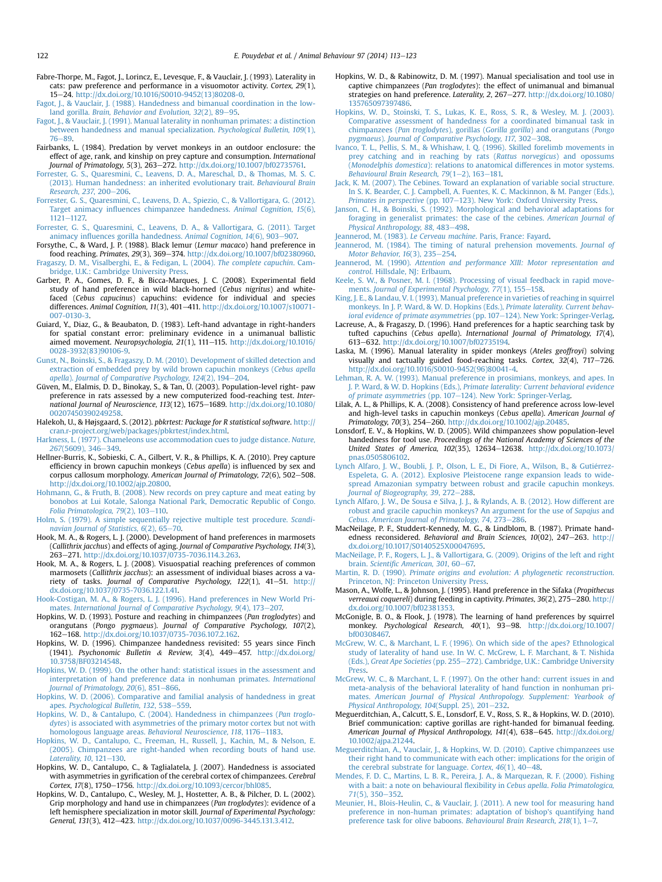Fabre-Thorpe, M., Fagot, J., Lorincz, E., Levesque, F., & Vauclair, J. (1993). Laterality in cats: paw preference and performance in a visuomotor activity. *Cortex, 29*(1), 15–24. http://dx.doi.org/10.1016/S0010-9452(13)80208-0.

Fagot, J., & Vauclair, J. (1988). Handedness and bimanual coordination in the lowland gorilla. *Brain, Behavior and Evolution, 32*(2), 89–95.

Fagot, J., & Vauclair, J. (1991). Manual laterality in nonhuman primates: a distinction between handedness and manual specialization. *Psychological Bulletin, 109*(1), 76–89.

Fairbanks, L. (1984). Predation by vervet monkeys in an outdoor enclosure: the effect of age, rank, and kinship on prey capture and consumption. *International Journal of Primatology, 5*(3), 263–272. http://dx.doi.org/10.1007/bf02735761.

Forrester, G. S., Quaresmini, C., Leavens, D. A., Mareschal, D., & Thomas, M. S. C. (2013). Human handedness: an inherited evolutionary trait. *Behavioural Brain Research, 237*, 200–206.

Forrester, G. S., Quaresmini, C., Leavens, D. A., Spiezio, C., & Vallortigara, G. (2012). Target animacy influences chimpanzee handedness. *Animal Cognition, 15*(6), 1121–1127.

Forrester, G. S., Quaresmini, C., Leavens, D. A., & Vallortigara, G. (2011). Target animacy influences gorilla handedness. *Animal Cognition, 14*(6), 903–907.

Forsythe, C., & Ward, J. P. (1988). Black lemur (*Lemur macaco*) hand preference in food reaching. *Primates, 29*(3), 369–374. http://dx.doi.org/10.1007/bf02380960.

Fragaszy, D. M., Visalberghi, E., & Fedigan, L. (2004). *The complete capuchin*. Cambridge, U.K.: Cambridge University Press.

Garber, P. A., Gomes, D. F., & Bicca-Marques, J. C. (2008). Experimental field study of hand preference in wild black-horned (*Cebus nigritus*) and white-faced (*Cebus capucinus*) capuchins: evidence for individual and species differences. *Animal Cognition, 11*(3), 401–411. http://dx.doi.org/10.1007/s10071-007-0130-3.

Guiard, Y., Diaz, G., & Beaubaton, D. (1983). Left-hand advantage in right-handers for spatial constant error: preliminary evidence in a unimanual ballistic aimed movement. *Neuropsychologia, 21*(1), 111–115. http://dx.doi.org/10.1016/0028-3932(83)90106-9.

Gunst, N., Boinski, S., & Fragaszy, D. M. (2010). Development of skilled detection and extraction of embedded prey by wild brown capuchin monkeys (*Cebus apella apella*). *Journal of Comparative Psychology, 124*(2), 194–204.

Güven, M., Elalmis, D. D., Binokay, S., & Tan, Ü. (2003). Population-level right- paw preference in rats assessed by a new computerized food-reaching test. *International Journal of Neuroscience, 113*(12), 1675–1689. http://dx.doi.org/10.1080/00207450390249258.

Halekoh, U., & Højsgaard, S. (2012). *pbkrtest: Package for R statistical software*. http://cran.r-project.org/web/packages/pbkrtest/index.html.

Harkness, L. (1977). Chameleons use accommodation cues to judge distance. *Nature, 267*(5609), 346–349.

Hellner-Burris, K., Sobieski, C. A., Gilbert, V. R., & Phillips, K. A. (2010). Prey capture efficiency in brown capuchin monkeys (*Cebus apella*) is influenced by sex and corpus callosum morphology. *American Journal of Primatology, 72*(6), 502–508. http://dx.doi.org/10.1002/ajp.20800.

Hohmann, G., & Fruth, B. (2008). New records on prey capture and meat eating by bonobos at Lui Kotale, Salonga National Park, Democratic Republic of Congo. *Folia Primatologica, 79*(2), 103–110.

Holm, S. (1979). A simple sequentially rejective multiple test procedure. *Scandinavian Journal of Statistics, 6*(2), 65–70.

Hook, M. A., & Rogers, L. J. (2000). Development of hand preferences in marmosets (*Callithrix jacchus*) and effects of aging. *Journal of Comparative Psychology, 114*(3), 263–271. http://dx.doi.org/10.1037/0735-7036.114.3.263.

Hook, M. A., & Rogers, L. J. (2008). Visuospatial reaching preferences of common marmosets (*Callithrix jacchus*): an assessment of individual biases across a variety of tasks. *Journal of Comparative Psychology, 122*(1), 41–51. http://dx.doi.org/10.1037/0735-7036.122.1.41.

Hook-Costigan, M. A., & Rogers, L. J. (1996). Hand preferences in New World Primates. *International Journal of Comparative Psychology, 9*(4), 173–207.

Hopkins, W. D. (1993). Posture and reaching in chimpanzees (*Pan troglodytes*) and orangutans (*Pongo pygmaeus*). *Journal of Comparative Psychology, 107*(2), 162–168. http://dx.doi.org/10.1037/0735-7036.107.2.162.

Hopkins, W. D. (1996). Chimpanzee handedness revisited: 55 years since Finch (1941). *Psychonomic Bulletin & Review, 3*(4), 449–457. http://dx.doi.org/10.3758/BF03214548.

Hopkins, W. D. (1999). On the other hand: statistical issues in the assessment and interpretation of hand preference data in nonhuman primates. *International Journal of Primatology, 20*(6), 851–866.

Hopkins, W. D. (2006). Comparative and familial analysis of handedness in great apes. *Psychological Bulletin, 132*, 538–559.

Hopkins, W. D., & Cantalupo, C. (2004). Handedness in chimpanzees (*Pan troglodytes*) is associated with asymmetries of the primary motor cortex but not with homologous language areas. *Behavioral Neuroscience, 118*, 1176–1183.

Hopkins, W. D., Cantalupo, C., Freeman, H., Russell, J., Kachin, M., & Nelson, E. (2005). Chimpanzees are right-handed when recording bouts of hand use. *Laterality, 10*, 121–130.

Hopkins, W. D., Cantalupo, C., & Taglialatela, J. (2007). Handedness is associated with asymmetries in gyrification of the cerebral cortex of chimpanzees. *Cerebral Cortex, 17*(8), 1750–1756. http://dx.doi.org/10.1093/cercor/bhl085.

Hopkins, W. D., Cantalupo, C., Wesley, M. J., Hostetter, A. B., & Pilcher, D. L. (2002). Grip morphology and hand use in chimpanzees (*Pan troglodytes*): evidence of a left hemisphere specialization in motor skill. *Journal of Experimental Psychology: General, 131*(3), 412–423. http://dx.doi.org/10.1037/0096-3445.131.3.412.

Hopkins, W. D., & Rabinowitz, D. M. (1997). Manual specialisation and tool use in captive chimpanzees (*Pan troglodytes*): the effect of unimanual and bimanual strategies on hand preference. *Laterality, 2*, 267–277. http://dx.doi.org/10.1080/135765097397486.

Hopkins, W. D., Stoinski, T. S., Lukas, K. E., Ross, S. R., & Wesley, M. J. (2003). Comparative assessment of handedness for a coordinated bimanual task in chimpanzees (*Pan troglodytes*), gorillas (*Gorilla gorilla*) and orangutans (*Pongo pygmaeus*). *Journal of Comparative Psychology, 117*, 302–308.

Ivanco, T. L., Pellis, S. M., & Whishaw, I. Q. (1996). Skilled forelimb movements in prey catching and in reaching by rats (*Rattus norvegicus*) and opossums (*Monodelphis domestica*): relations to anatomical differences in motor systems. *Behavioural Brain Research, 79*(1–2), 163–181.

Jack, K. M. (2007). The Cebines. Toward an explanation of variable social structure. In S. K. Bearder, C. J. Campbell, A. Fuentes, K. C. Mackinnon, & M. Panger (Eds.), *Primates in perspective* (pp. 107–123). New York: Oxford University Press.

Janson, C. H., & Boinski, S. (1992). Morphological and behavioral adaptations for foraging in generalist primates: the case of the cebines. *American Journal of Physical Anthropology, 88*, 483–498.

Jeannerod, M. (1983). *Le Cerveau machine*. Paris, France: Fayard.

Jeannerod, M. (1984). The timing of natural prehension movements. *Journal of Motor Behavior, 16*(3), 235–254.

Jeannerod, M. (1990). *Attention and performance XIII: Motor representation and control*. Hillsdale, NJ: Erlbaum.

Keele, S. W., & Posner, M. I. (1968). Processing of visual feedback in rapid movements. *Journal of Experimental Psychology, 77*(1), 155–158.

King, J. E., & Landau, V. I. (1993). Manual preference in varieties of reaching in squirrel monkeys. In J. P. Ward, & W. D. Hopkins (Eds.), *Primate laterality. Current behavioral evidence of primate asymmetries* (pp. 107–124). New York: Springer-Verlag.

Lacreuse, A., & Fragaszy, D. (1996). Hand preferences for a haptic searching task by tufted capuchins (*Cebus apella*). *International Journal of Primatology, 17*(4), 613–632. http://dx.doi.org/10.1007/bf02735194.

Laska, M. (1996). Manual laterality in spider monkeys (*Ateles geoffroyi*) solving visually and tactually guided food-reaching tasks. *Cortex, 32*(4), 717–726. http://dx.doi.org/10.1016/S0010-9452(96)80041-4.

Lehman, R. A. W. (1993). Manual preference in prosimians, monkeys, and apes. In J. P. Ward, & W. D. Hopkins (Eds.), *Primate laterality: Current behavioral evidence of primate asymmetries* (pp. 107–124). New York: Springer-Verlag.

Lilak, A. L., & Phillips, K. A. (2008). Consistency of hand preference across low-level and high-level tasks in capuchin monkeys (*Cebus apella*). *American Journal of Primatology, 70*(3), 254–260. http://dx.doi.org/10.1002/ajp.20485.

Lonsdorf, E. V., & Hopkins, W. D. (2005). Wild chimpanzees show population-level handedness for tool use. *Proceedings of the National Academy of Sciences of the United States of America, 102*(35), 12634–12638. http://dx.doi.org/10.1073/pnas.0505806102.

Lynch Alfaro, J. W., Boubli, J. P., Olson, L. E., Di Fiore, A., Wilson, B., & Gutiérrez-Espeleta, G. A. (2012). Explosive Pleistocene range expansion leads to widespread Amazonian sympatry between robust and gracile capuchin monkeys. *Journal of Biogeography, 39*, 272–288.

Lynch Alfaro, J. W., De Sousa e Silva, J. J., & Rylands, A. B. (2012). How different are robust and gracile capuchin monkeys? An argument for the use of *Sapajus* and *Cebus*. *American Journal of Primatology, 74*, 273–286.

MacNeilage, P. F., Studdert-Kennedy, M. G., & Lindblom, B. (1987). Primate handedness reconsidered. *Behavioral and Brain Sciences, 10*(02), 247–263. http://dx.doi.org/10.1017/S0140525X00047695.

MacNeilage, P. F., Rogers, L. J., & Vallortigara, G. (2009). Origins of the left and right brain. *Scientific American, 301*, 60–67.

Martin, R. D. (1990). *Primate origins and evolution: A phylogenetic reconstruction*. Princeton, NJ: Princeton University Press.

Mason, A., Wolfe, L., & Johnson, J. (1995). Hand preference in the Sifaka (*Propithecus verreauxi coquereli*) during feeding in captivity. *Primates, 36*(2), 275–280. http://dx.doi.org/10.1007/bf02381353.

McGonigle, B. O., & Flook, J. (1978). The learning of hand preferences by squirrel monkey. *Psychological Research, 40*(1), 93–98. http://dx.doi.org/10.1007/bf00308467.

McGrew, W. C., & Marchant, L. F. (1996). On which side of the apes? Ethnological study of laterality of hand use. In W. C. McGrew, L. F. Marchant, & T. Nishida (Eds.), *Great Ape Societies* (pp. 255–272). Cambridge, U.K.: Cambridge University Press.

McGrew, W. C., & Marchant, L. F. (1997). On the other hand: current issues in and meta-analysis of the behavioral laterality of hand function in nonhuman primates. *American Journal of Physical Anthropology. Supplement: Yearbook of Physical Anthropology, 104*(Suppl. 25), 201–232.

Meguerditchian, A., Calcutt, S. E., Lonsdorf, E. V., Ross, S. R., & Hopkins, W. D. (2010). Brief communication: captive gorillas are right-handed for bimanual feeding. *American Journal of Physical Anthropology, 141*(4), 638–645. http://dx.doi.org/10.1002/ajpa.21244.

Meguerditchian, A., Vauclair, J., & Hopkins, W. D. (2010). Captive chimpanzees use their right hand to communicate with each other: implications for the origin of the cerebral substrate for language. *Cortex, 46*(1), 40–48.

Mendes, F. D. C., Martins, L. B. R., Pereira, J. A., & Marquezan, R. F. (2000). Fishing with a bait: a note on behavioural flexibility in *Cebus apella*. *Folia Primatologica, 71*(5), 350–352.

Meunier, H., Blois-Heulin, C., & Vauclair, J. (2011). A new tool for measuring hand preference in non-human primates: adaptation of bishop's quantifying hand preference task for olive baboons. *Behavioural Brain Research, 218*(1), 1–7.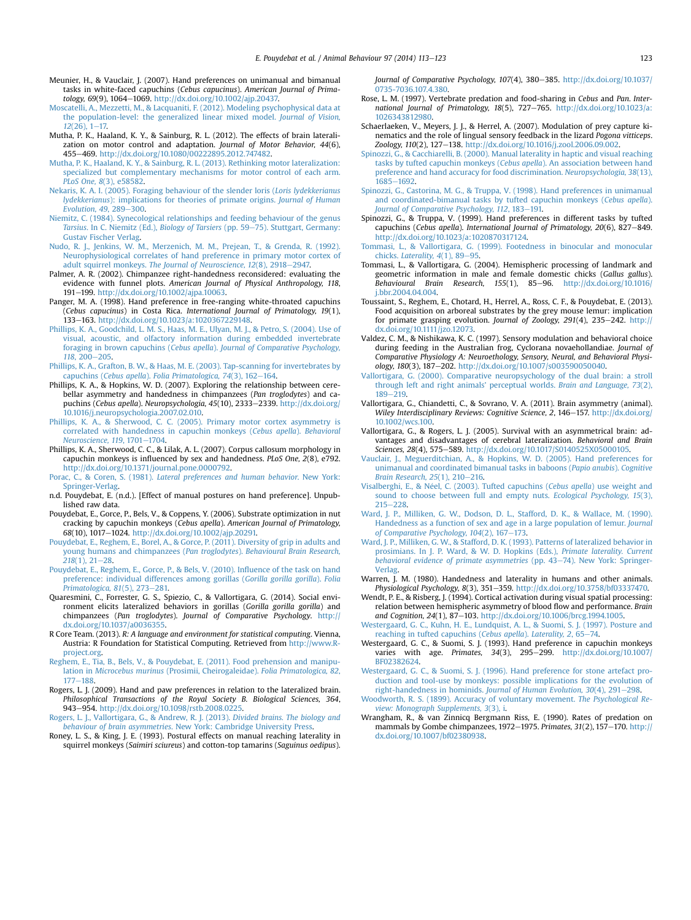Meunier, H., & Vauclair, J. (2007). Hand preferences on unimanual and bimanual tasks in white-faced capuchins (*Cebus capucinus*). *American Journal of Primatology, 69*(9), 1064–1069. http://dx.doi.org/10.1002/ajp.20437.

Moscatelli, A., Mezzetti, M., & Lacquaniti, F. (2012). Modeling psychophysical data at the population-level: the generalized linear mixed model. *Journal of Vision, 12*(26), 1–17.

Mutha, P. K., Haaland, K. Y., & Sainburg, R. L. (2012). The effects of brain lateralization on motor control and adaptation. *Journal of Motor Behavior, 44*(6), 455–469. http://dx.doi.org/10.1080/00222895.2012.747482.

Mutha, P. K., Haaland, K. Y., & Sainburg, R. L. (2013). Rethinking motor lateralization: specialized but complementary mechanisms for motor control of each arm. *PLoS One, 8*(3), e58582.

Nekaris, K. A. I. (2005). Foraging behaviour of the slender loris (*Loris lydekkerianus lydekkerianus*): implications for theories of primate origins. *Journal of Human Evolution, 49*, 289–300.

Niemitz, C. (1984). Synecological relationships and feeding behaviour of the genus *Tarsius*. In C. Niemitz (Ed.), *Biology of Tarsiers* (pp. 59–75). Stuttgart, Germany: Gustav Fischer Verlag.

Nudo, R. J., Jenkins, W. M., Merzenich, M. M., Prejean, T., & Grenda, R. (1992). Neurophysiological correlates of hand preference in primary motor cortex of adult squirrel monkeys. *The Journal of Neuroscience, 12*(8), 2918–2947.

Palmer, A. R. (2002). Chimpanzee right-handedness reconsidered: evaluating the evidence with funnel plots. *American Journal of Physical Anthropology, 118*, 191–199. http://dx.doi.org/10.1002/ajpa.10063.

Panger, M. A. (1998). Hand preference in free-ranging white-throated capuchins (*Cebus capucinus*) in Costa Rica. *International Journal of Primatology, 19*(1), 133–163. http://dx.doi.org/10.1023/a:1020367229148.

Phillips, K. A., Goodchild, L. M. S., Haas, M. E., Ulyan, M. J., & Petro, S. (2004). Use of visual, acoustic, and olfactory information during embedded invertebrate foraging in brown capuchins (*Cebus apella*). *Journal of Comparative Psychology, 118*, 200–205.

Phillips, K. A., Grafton, B. W., & Haas, M. E. (2003). Tap-scanning for invertebrates by capuchins (*Cebus apella*). *Folia Primatologica, 74*(3), 162–164.

Phillips, K. A., & Hopkins, W. D. (2007). Exploring the relationship between cerebellar asymmetry and handedness in chimpanzees (*Pan troglodytes*) and capuchins (*Cebus apella*). *Neuropsychologia, 45*(10), 2333–2339. http://dx.doi.org/10.1016/j.neuropsychologia.2007.02.010.

Phillips, K. A., & Sherwood, C. C. (2005). Primary motor cortex asymmetry is correlated with handedness in capuchin monkeys (*Cebus apella*). *Behavioral Neuroscience, 119*, 1701–1704.

Phillips, K. A., Sherwood, C. C., & Lilak, A. L. (2007). Corpus callosum morphology in capuchin monkeys is influenced by sex and handedness. *PLoS One, 2*(8), e792. http://dx.doi.org/10.1371/journal.pone.0000792.

Porac, C., & Coren, S. (1981). *Lateral preferences and human behavior*. New York: Springer-Verlag.

n.d. Pouydebat, E. (n.d.). [Effect of manual postures on hand preference]. Unpublished raw data.

Pouydebat, E., Gorce, P., Bels, V., & Coppens, Y. (2006). Substrate optimization in nut cracking by capuchin monkeys (*Cebus apella*). *American Journal of Primatology, 68*(10), 1017–1024. http://dx.doi.org/10.1002/ajp.20291.

Pouydebat, E., Reghem, E., Borel, A., & Gorce, P. (2011). Diversity of grip in adults and young humans and chimpanzees (*Pan troglodytes*). *Behavioural Brain Research, 218*(1), 21–28.

Pouydebat, E., Reghem, E., Gorce, P., & Bels, V. (2010). Influence of the task on hand preference: individual differences among gorillas (*Gorilla gorilla gorilla*). *Folia Primatologica, 81*(5), 273–281.

Quaresmini, C., Forrester, G. S., Spiezio, C., & Vallortigara, G. (2014). Social environment elicits lateralized behaviors in gorillas (*Gorilla gorilla gorilla*) and chimpanzees (*Pan troglodytes*). *Journal of Comparative Psychology*. http://dx.doi.org/10.1037/a0036355.

R Core Team. (2013). *R: A language and environment for statistical computing*. Vienna, Austria: R Foundation for Statistical Computing. Retrieved from http://www.R-project.org.

Reghem, E., Tia, B., Bels, V., & Pouydebat, E. (2011). Food prehension and manipulation in *Microcebus murinus* (Prosimii, Cheirogaleidae). *Folia Primatologica, 82*, 177–188.

Rogers, L. J. (2009). Hand and paw preferences in relation to the lateralized brain. *Philosophical Transactions of the Royal Society B. Biological Sciences, 364*, 943–954. http://dx.doi.org/10.1098/rstb.2008.0225.

Rogers, L. J., Vallortigara, G., & Andrew, R. J. (2013). *Divided brains. The biology and behaviour of brain asymmetries*. New York: Cambridge University Press.

Roney, L. S., & King, J. E. (1993). Postural effects on manual reaching laterality in squirrel monkeys (*Saimiri sciureus*) and cotton-top tamarins (*Saguinus oedipus*). *Journal of Comparative Psychology, 107*(4), 380–385. http://dx.doi.org/10.1037/0735-7036.107.4.380.

Rose, L. M. (1997). Vertebrate predation and food-sharing in *Cebus* and *Pan*. *International Journal of Primatology, 18*(5), 727–765. http://dx.doi.org/10.1023/a:1026343812980.

Schaerlaeken, V., Meyers, J. J., & Herrel, A. (2007). Modulation of prey capture kinematics and the role of lingual sensory feedback in the lizard *Pogona vitticeps*. *Zoology, 110*(2), 127–138. http://dx.doi.org/10.1016/j.zool.2006.09.002.

Spinozzi, G., & Cacchiarelli, B. (2000). Manual laterality in haptic and visual reaching tasks by tufted capuchin monkeys (*Cebus apella*). An association between hand preference and hand accuracy for food discrimination. *Neuropsychologia, 38*(13), 1685–1692.

Spinozzi, G., Castorina, M. G., & Truppa, V. (1998). Hand preferences in unimanual and coordinated-bimanual tasks by tufted capuchin monkeys (*Cebus apella*). *Journal of Comparative Psychology, 112*, 183–191.

Spinozzi, G., & Truppa, V. (1999). Hand preferences in different tasks by tufted capuchins (*Cebus apella*). *International Journal of Primatology, 20*(6), 827–849. http://dx.doi.org/10.1023/a:1020870317124.

Tommasi, L., & Vallortigara, G. (1999). Footedness in binocular and monocular chicks. *Laterality, 4*(1), 89–95.

Tommasi, L., & Vallortigara, G. (2004). Hemispheric processing of landmark and geometric information in male and female domestic chicks (*Gallus gallus*). *Behavioural Brain Research, 155*(1), 85–96. http://dx.doi.org/10.1016/j.bbr.2004.04.004.

Toussaint, S., Reghem, E., Chotard, H., Herrel, A., Ross, C. F., & Pouydebat, E. (2013). Food acquisition on arboreal substrates by the grey mouse lemur: implication for primate grasping evolution. *Journal of Zoology, 291*(4), 235–242. http://dx.doi.org/10.1111/jzo.12073.

Valdez, C. M., & Nishikawa, K. C. (1997). Sensory modulation and behavioral choice during feeding in the Australian frog, Cyclorana novaehollandiae. *Journal of Comparative Physiology A: Neuroethology, Sensory, Neural, and Behavioral Physiology, 180*(3), 187–202. http://dx.doi.org/10.1007/s003590050040.

Vallortigara, G. (2000). Comparative neuropsychology of the dual brain: a stroll through left and right animals' perceptual worlds. *Brain and Language, 73*(2), 189–219.

Vallortigara, G., Chiandetti, C., & Sovrano, V. A. (2011). Brain asymmetry (animal). *Wiley Interdisciplinary Reviews: Cognitive Science, 2*, 146–157. http://dx.doi.org/10.1002/wcs.100.

Vallortigara, G., & Rogers, L. J. (2005). Survival with an asymmetrical brain: advantages and disadvantages of cerebral lateralization. *Behavioral and Brain Sciences, 28*(4), 575–589. http://dx.doi.org/10.1017/S0140525X05000105.

Vauclair, J., Meguerditchian, A., & Hopkins, W. D. (2005). Hand preferences for unimanual and coordinated bimanual tasks in baboons (*Papio anubis*). *Cognitive Brain Research, 25*(1), 210–216.

Visalberghi, E., & Néel, C. (2003). Tufted capuchins (*Cebus apella*) use weight and sound to choose between full and empty nuts. *Ecological Psychology, 15*(3), 215–228.

Ward, J. P., Milliken, G. W., Dodson, D. L., Stafford, D. K., & Wallace, M. (1990). Handedness as a function of sex and age in a large population of lemur. *Journal of Comparative Psychology, 104*(2), 167–173.

Ward, J. P., Milliken, G. W., & Stafford, D. K. (1993). Patterns of lateralized behavior in prosimians. In J. P. Ward, & W. D. Hopkins (Eds.), *Primate laterality. Current behavioral evidence of primate asymmetries* (pp. 43–74). New York: Springer-Verlag.

Warren, J. M. (1980). Handedness and laterality in humans and other animals. *Physiological Psychology, 8*(3), 351–359. http://dx.doi.org/10.3758/bf03337470.

Wendt, P. E., & Risberg, J. (1994). Cortical activation during visual spatial processing: relation between hemispheric asymmetry of blood flow and performance. *Brain and Cognition, 24*(1), 87–103. http://dx.doi.org/10.1006/brcg.1994.1005.

Westergaard, G. C., Kuhn, H. E., Lundquist, A. L., & Suomi, S. J. (1997). Posture and reaching in tufted capuchins (*Cebus apella*). *Laterality, 2*, 65–74.

Westergaard, G. C., & Suomi, S. J. (1993). Hand preference in capuchin monkeys varies with age. *Primates, 34*(3), 295–299. http://dx.doi.org/10.1007/BF02382624.

Westergaard, G. C., & Suomi, S. J. (1996). Hand preference for stone artefact production and tool-use by monkeys: possible implications for the evolution of right-handedness in hominids. *Journal of Human Evolution, 30*(4), 291–298.

Woodworth, R. S. (1899). Accuracy of voluntary movement. *The Psychological Review: Monograph Supplements, 3*(3), i.

Wrangham, R., & van Zinnicq Bergmann Riss, E. (1990). Rates of predation on mammals by Gombe chimpanzees, 1972–1975. *Primates, 31*(2), 157–170. http://dx.doi.org/10.1007/bf02380938.